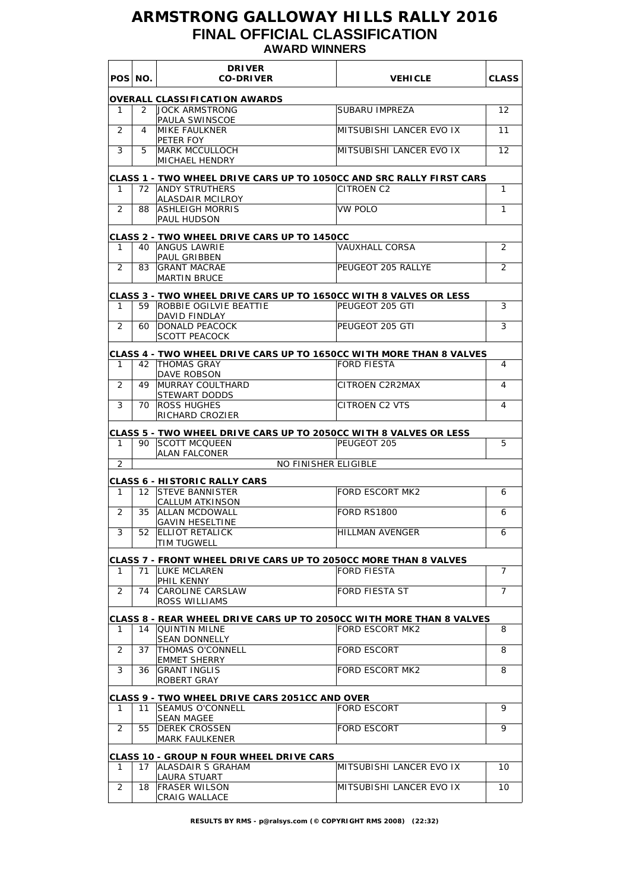# ARMSTRONG GALLOWAY HILLS RALLY 2016

## FINAL OFFICIAL CLASSIFICATION

### AWARD WINNERS

| POS | NO. | DRIVER<br>CO-DRIVER | VEHICLE | CLASS |
|---|---|---|---|---|
| **OVERALL CLASSIFICATION AWARDS** | | | | |
| 1 | 2 | JOCK ARMSTRONG<br>PAULA SWINSCOE | SUBARU IMPREZA | 12 |
| 2 | 4 | MIKE FAULKNER<br>PETER FOY | MITSUBISHI LANCER EVO IX | 11 |
| 3 | 5 | MARK MCCULLOCH<br>MICHAEL HENDRY | MITSUBISHI LANCER EVO IX | 12 |
| **CLASS 1 - TWO WHEEL DRIVE CARS UP TO 1050CC AND SRC RALLY FIRST CARS** | | | | |
| 1 | 72 | ANDY STRUTHERS<br>ALASDAIR MCILROY | CITROEN C2 | 1 |
| 2 | 88 | ASHLEIGH MORRIS<br>PAUL HUDSON | VW POLO | 1 |
| **CLASS 2 - TWO WHEEL DRIVE CARS UP TO 1450CC** | | | | |
| 1 | 40 | ANGUS LAWRIE<br>PAUL GRIBBEN | VAUXHALL CORSA | 2 |
| 2 | 83 | GRANT MACRAE<br>MARTIN BRUCE | PEUGEOT 205 RALLYE | 2 |
| **CLASS 3 - TWO WHEEL DRIVE CARS UP TO 1650CC WITH 8 VALVES OR LESS** | | | | |
| 1 | 59 | ROBBIE OGILVIE BEATTIE<br>DAVID FINDLAY | PEUGEOT 205 GTI | 3 |
| 2 | 60 | DONALD PEACOCK<br>SCOTT PEACOCK | PEUGEOT 205 GTI | 3 |
| **CLASS 4 - TWO WHEEL DRIVE CARS UP TO 1650CC WITH MORE THAN 8 VALVES** | | | | |
| 1 | 42 | THOMAS GRAY<br>DAVE ROBSON | FORD FIESTA | 4 |
| 2 | 49 | MURRAY COULTHARD<br>STEWART DODDS | CITROEN C2R2MAX | 4 |
| 3 | 70 | ROSS HUGHES<br>RICHARD CROZIER | CITROEN C2 VTS | 4 |
| **CLASS 5 - TWO WHEEL DRIVE CARS UP TO 2050CC WITH 8 VALVES OR LESS** | | | | |
| 1 | 90 | SCOTT MCQUEEN<br>ALAN FALCONER | PEUGEOT 205 | 5 |
| 2 | | NO FINISHER ELIGIBLE | | |
| **CLASS 6 - HISTORIC RALLY CARS** | | | | |
| 1 | 12 | STEVE BANNISTER<br>CALLUM ATKINSON | FORD ESCORT MK2 | 6 |
| 2 | 35 | ALLAN MCDOWALL<br>GAVIN HESELTINE | FORD RS1800 | 6 |
| 3 | 52 | ELLIOT RETALICK<br>TIM TUGWELL | HILLMAN AVENGER | 6 |
| **CLASS 7 - FRONT WHEEL DRIVE CARS UP TO 2050CC MORE THAN 8 VALVES** | | | | |
| 1 | 71 | LUKE MCLAREN<br>PHIL KENNY | FORD FIESTA | 7 |
| 2 | 74 | CAROLINE CARSLAW<br>ROSS WILLIAMS | FORD FIESTA ST | 7 |
| **CLASS 8 - REAR WHEEL DRIVE CARS UP TO 2050CC WITH MORE THAN 8 VALVES** | | | | |
| 1 | 14 | QUINTIN MILNE<br>SEAN DONNELLY | FORD ESCORT MK2 | 8 |
| 2 | 37 | THOMAS O'CONNELL<br>EMMET SHERRY | FORD ESCORT | 8 |
| 3 | 36 | GRANT INGLIS<br>ROBERT GRAY | FORD ESCORT MK2 | 8 |
| **CLASS 9 - TWO WHEEL DRIVE CARS 2051CC AND OVER** | | | | |
| 1 | 11 | SEAMUS O'CONNELL<br>SEAN MAGEE | FORD ESCORT | 9 |
| 2 | 55 | DEREK CROSSEN<br>MARK FAULKENER | FORD ESCORT | 9 |
| **CLASS 10 - GROUP N FOUR WHEEL DRIVE CARS** | | | | |
| 1 | 17 | ALASDAIR S GRAHAM<br>LAURA STUART | MITSUBISHI LANCER EVO IX | 10 |
| 2 | 18 | FRASER WILSON<br>CRAIG WALLACE | MITSUBISHI LANCER EVO IX | 10 |

**RESULTS BY RMS - p@ralsys.com (© COPYRIGHT RMS 2008) (22:32)**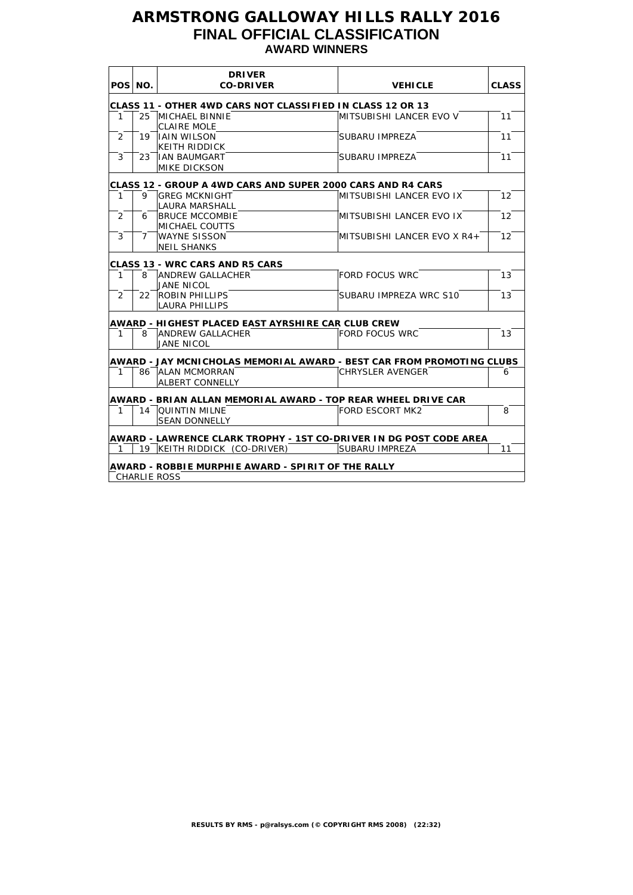# ARMSTRONG GALLOWAY HILLS RALLY 2016

## FINAL OFFICIAL CLASSIFICATION

### AWARD WINNERS

| POS | NO. | DRIVER<br>CO-DRIVER | VEHICLE | CLASS |
|---|---|---|---|---|
| **CLASS 11 - OTHER 4WD CARS NOT CLASSIFIED IN CLASS 12 OR 13** | | | | |
| 1 | 25 | MICHAEL BINNIE<br>CLAIRE MOLE | MITSUBISHI LANCER EVO V | 11 |
| 2 | 19 | IAIN WILSON<br>KEITH RIDDICK | SUBARU IMPREZA | 11 |
| 3 | 23 | IAN BAUMGART<br>MIKE DICKSON | SUBARU IMPREZA | 11 |
| **CLASS 12 - GROUP A 4WD CARS AND SUPER 2000 CARS AND R4 CARS** | | | | |
| 1 | 9 | GREG MCKNIGHT<br>LAURA MARSHALL | MITSUBISHI LANCER EVO IX | 12 |
| 2 | 6 | BRUCE MCCOMBIE<br>MICHAEL COUTTS | MITSUBISHI LANCER EVO IX | 12 |
| 3 | 7 | WAYNE SISSON<br>NEIL SHANKS | MITSUBISHI LANCER EVO X R4+ | 12 |
| **CLASS 13 - WRC CARS AND R5 CARS** | | | | |
| 1 | 8 | ANDREW GALLACHER<br>JANE NICOL | FORD FOCUS WRC | 13 |
| 2 | 22 | ROBIN PHILLIPS<br>LAURA PHILLIPS | SUBARU IMPREZA WRC S10 | 13 |
| **AWARD - HIGHEST PLACED EAST AYRSHIRE CAR CLUB CREW** | | | | |
| 1 | 8 | ANDREW GALLACHER<br>JANE NICOL | FORD FOCUS WRC | 13 |
| **AWARD - JAY MCNICHOLAS MEMORIAL AWARD - BEST CAR FROM PROMOTING CLUBS** | | | | |
| 1 | 86 | ALAN MCMORRAN<br>ALBERT CONNELLY | CHRYSLER AVENGER | 6 |
| **AWARD - BRIAN ALLAN MEMORIAL AWARD - TOP REAR WHEEL DRIVE CAR** | | | | |
| 1 | 14 | QUINTIN MILNE<br>SEAN DONNELLY | FORD ESCORT MK2 | 8 |
| **AWARD - LAWRENCE CLARK TROPHY - 1ST CO-DRIVER IN DG POST CODE AREA** | | | | |
| 1 | 19 | KEITH RIDDICK (CO-DRIVER) | SUBARU IMPREZA | 11 |
| **AWARD - ROBBIE MURPHIE AWARD - SPIRIT OF THE RALLY** | | | | |
| CHARLIE ROSS | | | | |

RESULTS BY RMS - p@ralsys.com (© COPYRIGHT RMS 2008) (22:32)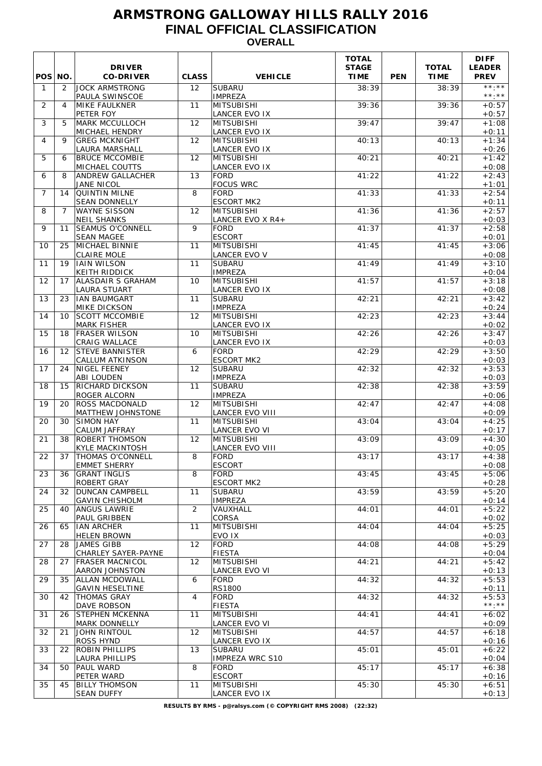# ARMSTRONG GALLOWAY HILLS RALLY 2016

## FINAL OFFICIAL CLASSIFICATION

### OVERALL

| POS | NO. | DRIVER<br>CO-DRIVER | CLASS | VEHICLE | TOTAL STAGE TIME | PEN | TOTAL TIME | DIFF LEADER PREV |
|---|---|---|---|---|---|---|---|---|
| 1 | 2 | JOCK ARMSTRONG<br>PAULA SWINSCOE | 12 | SUBARU<br>IMPREZA | 38:39 | | 38:39 | **:**<br>**:** |
| 2 | 4 | MIKE FAULKNER<br>PETER FOY | 11 | MITSUBISHI<br>LANCER EVO IX | 39:36 | | 39:36 | +0:57<br>+0:57 |
| 3 | 5 | MARK MCCULLOCH<br>MICHAEL HENDRY | 12 | MITSUBISHI<br>LANCER EVO IX | 39:47 | | 39:47 | +1:08<br>+0:11 |
| 4 | 9 | GREG MCKNIGHT<br>LAURA MARSHALL | 12 | MITSUBISHI<br>LANCER EVO IX | 40:13 | | 40:13 | +1:34<br>+0:26 |
| 5 | 6 | BRUCE MCCOMBIE<br>MICHAEL COUTTS | 12 | MITSUBISHI<br>LANCER EVO IX | 40:21 | | 40:21 | +1:42<br>+0:08 |
| 6 | 8 | ANDREW GALLACHER<br>JANE NICOL | 13 | FORD<br>FOCUS WRC | 41:22 | | 41:22 | +2:43<br>+1:01 |
| 7 | 14 | QUINTIN MILNE<br>SEAN DONNELLY | 8 | FORD<br>ESCORT MK2 | 41:33 | | 41:33 | +2:54<br>+0:11 |
| 8 | 7 | WAYNE SISSON<br>NEIL SHANKS | 12 | MITSUBISHI<br>LANCER EVO X R4+ | 41:36 | | 41:36 | +2:57<br>+0:03 |
| 9 | 11 | SEAMUS O'CONNELL<br>SEAN MAGEE | 9 | FORD<br>ESCORT | 41:37 | | 41:37 | +2:58<br>+0:01 |
| 10 | 25 | MICHAEL BINNIE<br>CLAIRE MOLE | 11 | MITSUBISHI<br>LANCER EVO V | 41:45 | | 41:45 | +3:06<br>+0:08 |
| 11 | 19 | IAIN WILSON<br>KEITH RIDDICK | 11 | SUBARU<br>IMPREZA | 41:49 | | 41:49 | +3:10<br>+0:04 |
| 12 | 17 | ALASDAIR S GRAHAM<br>LAURA STUART | 10 | MITSUBISHI<br>LANCER EVO IX | 41:57 | | 41:57 | +3:18<br>+0:08 |
| 13 | 23 | IAN BAUMGART<br>MIKE DICKSON | 11 | SUBARU<br>IMPREZA | 42:21 | | 42:21 | +3:42<br>+0:24 |
| 14 | 10 | SCOTT MCCOMBIE<br>MARK FISHER | 12 | MITSUBISHI<br>LANCER EVO IX | 42:23 | | 42:23 | +3:44<br>+0:02 |
| 15 | 18 | FRASER WILSON<br>CRAIG WALLACE | 10 | MITSUBISHI<br>LANCER EVO IX | 42:26 | | 42:26 | +3:47<br>+0:03 |
| 16 | 12 | STEVE BANNISTER<br>CALLUM ATKINSON | 6 | FORD<br>ESCORT MK2 | 42:29 | | 42:29 | +3:50<br>+0:03 |
| 17 | 24 | NIGEL FEENEY<br>ABI LOUDEN | 12 | SUBARU<br>IMPREZA | 42:32 | | 42:32 | +3:53<br>+0:03 |
| 18 | 15 | RICHARD DICKSON<br>ROGER ALCORN | 11 | SUBARU<br>IMPREZA | 42:38 | | 42:38 | +3:59<br>+0:06 |
| 19 | 20 | ROSS MACDONALD<br>MATTHEW JOHNSTONE | 12 | MITSUBISHI<br>LANCER EVO VIII | 42:47 | | 42:47 | +4:08<br>+0:09 |
| 20 | 30 | SIMON HAY<br>CALUM JAFFRAY | 11 | MITSUBISHI<br>LANCER EVO VI | 43:04 | | 43:04 | +4:25<br>+0:17 |
| 21 | 38 | ROBERT THOMSON<br>KYLE MACKINTOSH | 12 | MITSUBISHI<br>LANCER EVO VIII | 43:09 | | 43:09 | +4:30<br>+0:05 |
| 22 | 37 | THOMAS O'CONNELL<br>EMMET SHERRY | 8 | FORD<br>ESCORT | 43:17 | | 43:17 | +4:38<br>+0:08 |
| 23 | 36 | GRANT INGLIS<br>ROBERT GRAY | 8 | FORD<br>ESCORT MK2 | 43:45 | | 43:45 | +5:06<br>+0:28 |
| 24 | 32 | DUNCAN CAMPBELL<br>GAVIN CHISHOLM | 11 | SUBARU<br>IMPREZA | 43:59 | | 43:59 | +5:20<br>+0:14 |
| 25 | 40 | ANGUS LAWRIE<br>PAUL GRIBBEN | 2 | VAUXHALL<br>CORSA | 44:01 | | 44:01 | +5:22<br>+0:02 |
| 26 | 65 | IAN ARCHER<br>HELEN BROWN | 11 | MITSUBISHI<br>EVO IX | 44:04 | | 44:04 | +5:25<br>+0:03 |
| 27 | 28 | JAMES GIBB<br>CHARLEY SAYER-PAYNE | 12 | FORD<br>FIESTA | 44:08 | | 44:08 | +5:29<br>+0:04 |
| 28 | 27 | FRASER MACNICOL<br>AARON JOHNSTON | 12 | MITSUBISHI<br>LANCER EVO VI | 44:21 | | 44:21 | +5:42<br>+0:13 |
| 29 | 35 | ALLAN MCDOWALL<br>GAVIN HESELTINE | 6 | FORD<br>RS1800 | 44:32 | | 44:32 | +5:53<br>+0:11 |
| 30 | 42 | THOMAS GRAY<br>DAVE ROBSON | 4 | FORD<br>FIESTA | 44:32 | | 44:32 | +5:53<br>**:** |
| 31 | 26 | STEPHEN MCKENNA<br>MARK DONNELLY | 11 | MITSUBISHI<br>LANCER EVO VI | 44:41 | | 44:41 | +6:02<br>+0:09 |
| 32 | 21 | JOHN RINTOUL<br>ROSS HYND | 12 | MITSUBISHI<br>LANCER EVO IX | 44:57 | | 44:57 | +6:18<br>+0:16 |
| 33 | 22 | ROBIN PHILLIPS<br>LAURA PHILLIPS | 13 | SUBARU<br>IMPREZA WRC S10 | 45:01 | | 45:01 | +6:22<br>+0:04 |
| 34 | 50 | PAUL WARD<br>PETER WARD | 8 | FORD<br>ESCORT | 45:17 | | 45:17 | +6:38<br>+0:16 |
| 35 | 45 | BILLY THOMSON<br>SEAN DUFFY | 11 | MITSUBISHI<br>LANCER EVO IX | 45:30 | | 45:30 | +6:51<br>+0:13 |

RESULTS BY RMS - p@ralsys.com (© COPYRIGHT RMS 2008) (22:32)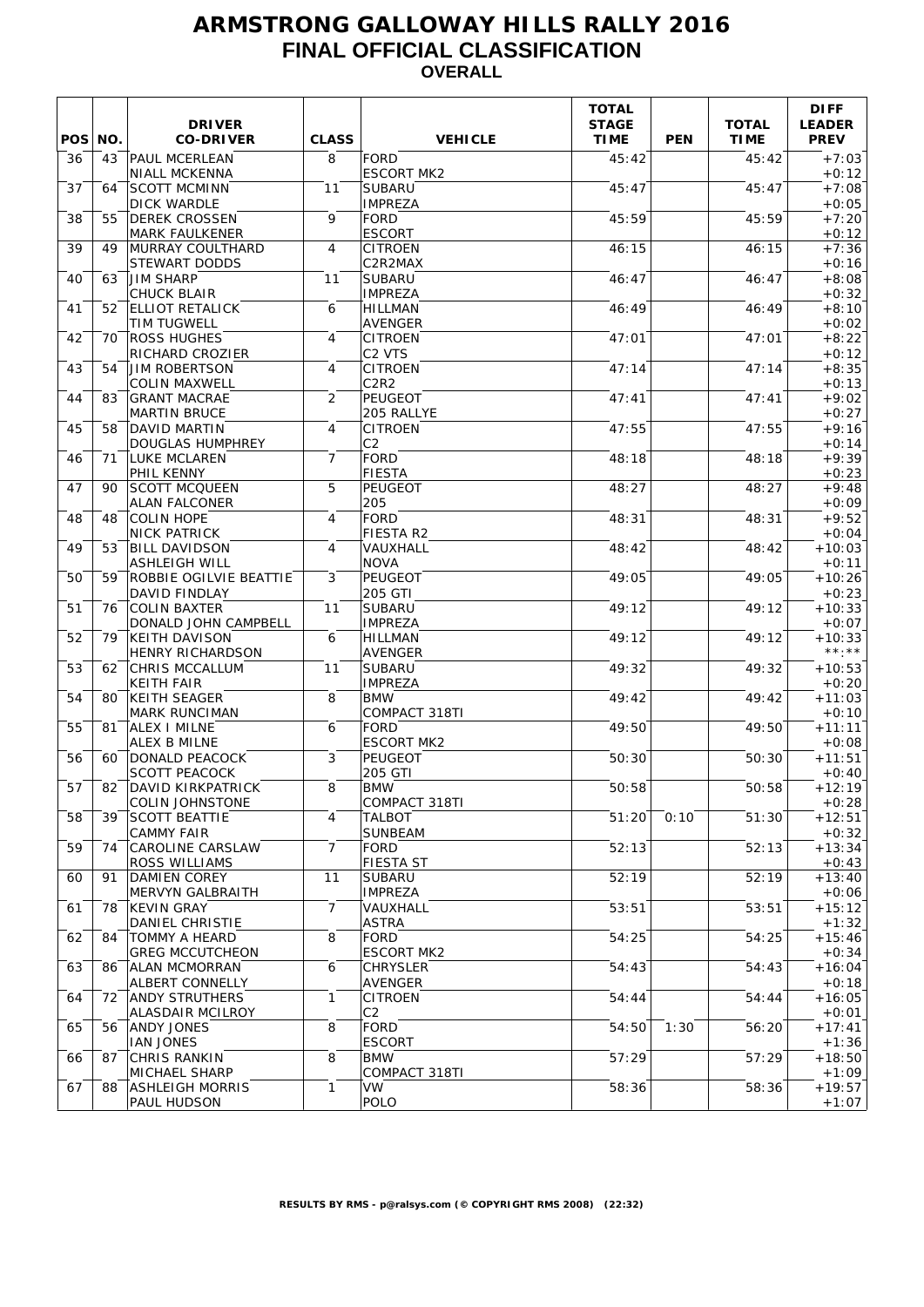# ARMSTRONG GALLOWAY HILLS RALLY 2016
## FINAL OFFICIAL CLASSIFICATION
### OVERALL

| POS | NO. | DRIVER<br>CO-DRIVER | CLASS | VEHICLE | TOTAL STAGE TIME | PEN | TOTAL TIME | DIFF LEADER PREV |
|---|---|---|---|---|---|---|---|---|
| 36 | 43 | PAUL MCERLEAN<br>NIALL MCKENNA | 8 | FORD<br>ESCORT MK2 | 45:42 | | 45:42 | +7:03<br>+0:12 |
| 37 | 64 | SCOTT MCMINN<br>DICK WARDLE | 11 | SUBARU<br>IMPREZA | 45:47 | | 45:47 | +7:08<br>+0:05 |
| 38 | 55 | DEREK CROSSEN<br>MARK FAULKENER | 9 | FORD<br>ESCORT | 45:59 | | 45:59 | +7:20<br>+0:12 |
| 39 | 49 | MURRAY COULTHARD<br>STEWART DODDS | 4 | CITROEN<br>C2R2MAX | 46:15 | | 46:15 | +7:36<br>+0:16 |
| 40 | 63 | JIM SHARP<br>CHUCK BLAIR | 11 | SUBARU<br>IMPREZA | 46:47 | | 46:47 | +8:08<br>+0:32 |
| 41 | 52 | ELLIOT RETALICK<br>TIM TUGWELL | 6 | HILLMAN<br>AVENGER | 46:49 | | 46:49 | +8:10<br>+0:02 |
| 42 | 70 | ROSS HUGHES<br>RICHARD CROZIER | 4 | CITROEN<br>C2 VTS | 47:01 | | 47:01 | +8:22<br>+0:12 |
| 43 | 54 | JIM ROBERTSON<br>COLIN MAXWELL | 4 | CITROEN<br>C2R2 | 47:14 | | 47:14 | +8:35<br>+0:13 |
| 44 | 83 | GRANT MACRAE<br>MARTIN BRUCE | 2 | PEUGEOT<br>205 RALLYE | 47:41 | | 47:41 | +9:02<br>+0:27 |
| 45 | 58 | DAVID MARTIN<br>DOUGLAS HUMPHREY | 4 | CITROEN<br>C2 | 47:55 | | 47:55 | +9:16<br>+0:14 |
| 46 | 71 | LUKE MCLAREN<br>PHIL KENNY | 7 | FORD<br>FIESTA | 48:18 | | 48:18 | +9:39<br>+0:23 |
| 47 | 90 | SCOTT MCQUEEN<br>ALAN FALCONER | 5 | PEUGEOT<br>205 | 48:27 | | 48:27 | +9:48<br>+0:09 |
| 48 | 48 | COLIN HOPE<br>NICK PATRICK | 4 | FORD<br>FIESTA R2 | 48:31 | | 48:31 | +9:52<br>+0:04 |
| 49 | 53 | BILL DAVIDSON<br>ASHLEIGH WILL | 4 | VAUXHALL<br>NOVA | 48:42 | | 48:42 | +10:03<br>+0:11 |
| 50 | 59 | ROBBIE OGILVIE BEATTIE<br>DAVID FINDLAY | 3 | PEUGEOT<br>205 GTI | 49:05 | | 49:05 | +10:26<br>+0:23 |
| 51 | 76 | COLIN BAXTER<br>DONALD JOHN CAMPBELL | 11 | SUBARU<br>IMPREZA | 49:12 | | 49:12 | +10:33<br>+0:07 |
| 52 | 79 | KEITH DAVISON<br>HENRY RICHARDSON | 6 | HILLMAN<br>AVENGER | 49:12 | | 49:12 | +10:33<br>**:** |
| 53 | 62 | CHRIS MCCALLUM<br>KEITH FAIR | 11 | SUBARU<br>IMPREZA | 49:32 | | 49:32 | +10:53<br>+0:20 |
| 54 | 80 | KEITH SEAGER<br>MARK RUNCIMAN | 8 | BMW<br>COMPACT 318TI | 49:42 | | 49:42 | +11:03<br>+0:10 |
| 55 | 81 | ALEX I MILNE<br>ALEX B MILNE | 6 | FORD<br>ESCORT MK2 | 49:50 | | 49:50 | +11:11<br>+0:08 |
| 56 | 60 | DONALD PEACOCK<br>SCOTT PEACOCK | 3 | PEUGEOT<br>205 GTI | 50:30 | | 50:30 | +11:51<br>+0:40 |
| 57 | 82 | DAVID KIRKPATRICK<br>COLIN JOHNSTONE | 8 | BMW<br>COMPACT 318TI | 50:58 | | 50:58 | +12:19<br>+0:28 |
| 58 | 39 | SCOTT BEATTIE<br>CAMMY FAIR | 4 | TALBOT<br>SUNBEAM | 51:20 | 0:10 | 51:30 | +12:51<br>+0:32 |
| 59 | 74 | CAROLINE CARSLAW<br>ROSS WILLIAMS | 7 | FORD<br>FIESTA ST | 52:13 | | 52:13 | +13:34<br>+0:43 |
| 60 | 91 | DAMIEN COREY<br>MERVYN GALBRAITH | 11 | SUBARU<br>IMPREZA | 52:19 | | 52:19 | +13:40<br>+0:06 |
| 61 | 78 | KEVIN GRAY<br>DANIEL CHRISTIE | 7 | VAUXHALL<br>ASTRA | 53:51 | | 53:51 | +15:12<br>+1:32 |
| 62 | 84 | TOMMY A HEARD<br>GREG MCCUTCHEON | 8 | FORD<br>ESCORT MK2 | 54:25 | | 54:25 | +15:46<br>+0:34 |
| 63 | 86 | ALAN MCMORRAN<br>ALBERT CONNELLY | 6 | CHRYSLER<br>AVENGER | 54:43 | | 54:43 | +16:04<br>+0:18 |
| 64 | 72 | ANDY STRUTHERS<br>ALASDAIR MCILROY | 1 | CITROEN<br>C2 | 54:44 | | 54:44 | +16:05<br>+0:01 |
| 65 | 56 | ANDY JONES<br>IAN JONES | 8 | FORD<br>ESCORT | 54:50 | 1:30 | 56:20 | +17:41<br>+1:36 |
| 66 | 87 | CHRIS RANKIN<br>MICHAEL SHARP | 8 | BMW<br>COMPACT 318TI | 57:29 | | 57:29 | +18:50<br>+1:09 |
| 67 | 88 | ASHLEIGH MORRIS<br>PAUL HUDSON | 1 | VW<br>POLO | 58:36 | | 58:36 | +19:57<br>+1:07 |

**RESULTS BY RMS - p@ralsys.com (© COPYRIGHT RMS 2008) (22:32)**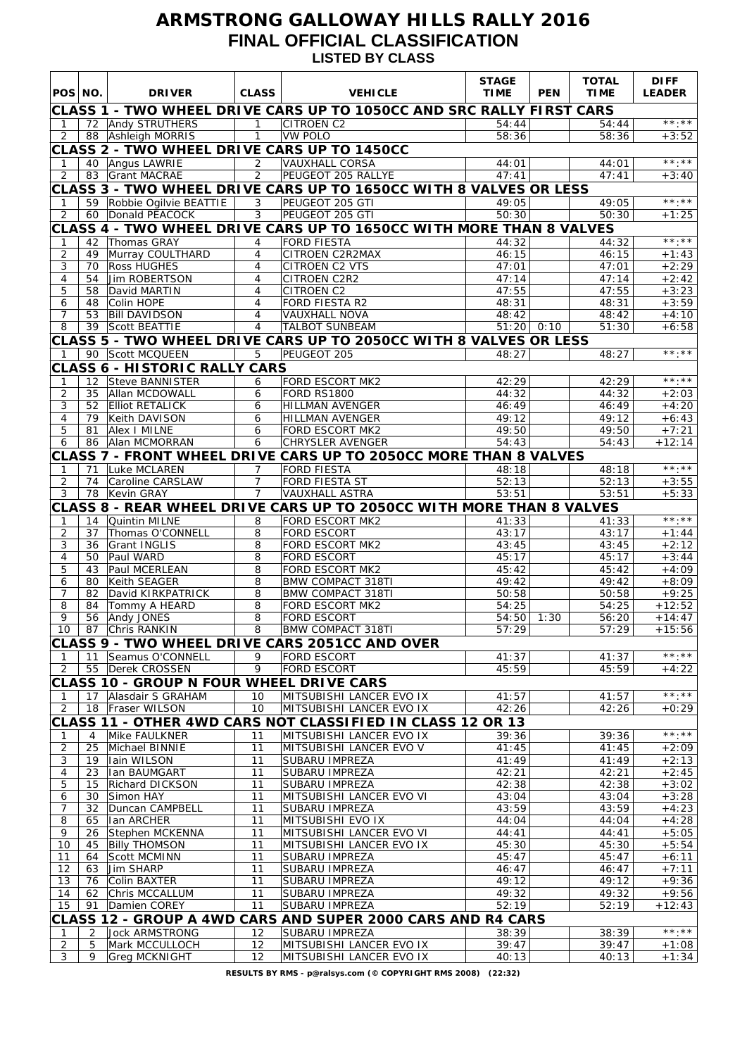# ARMSTRONG GALLOWAY HILLS RALLY 2016

## FINAL OFFICIAL CLASSIFICATION

### LISTED BY CLASS

| POS | NO. | DRIVER | CLASS | VEHICLE | STAGE TIME | PEN | TOTAL TIME | DIFF LEADER |
|---|---|---|---|---|---|---|---|---|
| **CLASS 1 - TWO WHEEL DRIVE CARS UP TO 1050CC AND SRC RALLY FIRST CARS** | | | | | | | | |
| 1 | 72 | Andy STRUTHERS | 1 | CITROEN C2 | 54:44 | | 54:44 | **:** |
| 2 | 88 | Ashleigh MORRIS | 1 | VW POLO | 58:36 | | 58:36 | +3:52 |
| **CLASS 2 - TWO WHEEL DRIVE CARS UP TO 1450CC** | | | | | | | | |
| 1 | 40 | Angus LAWRIE | 2 | VAUXHALL CORSA | 44:01 | | 44:01 | **:** |
| 2 | 83 | Grant MACRAE | 2 | PEUGEOT 205 RALLYE | 47:41 | | 47:41 | +3:40 |
| **CLASS 3 - TWO WHEEL DRIVE CARS UP TO 1650CC WITH 8 VALVES OR LESS** | | | | | | | | |
| 1 | 59 | Robbie Ogilvie BEATTIE | 3 | PEUGEOT 205 GTI | 49:05 | | 49:05 | **:** |
| 2 | 60 | Donald PEACOCK | 3 | PEUGEOT 205 GTI | 50:30 | | 50:30 | +1:25 |
| **CLASS 4 - TWO WHEEL DRIVE CARS UP TO 1650CC WITH MORE THAN 8 VALVES** | | | | | | | | |
| 1 | 42 | Thomas GRAY | 4 | FORD FIESTA | 44:32 | | 44:32 | **:** |
| 2 | 49 | Murray COULTHARD | 4 | CITROEN C2R2MAX | 46:15 | | 46:15 | +1:43 |
| 3 | 70 | Ross HUGHES | 4 | CITROEN C2 VTS | 47:01 | | 47:01 | +2:29 |
| 4 | 54 | Jim ROBERTSON | 4 | CITROEN C2R2 | 47:14 | | 47:14 | +2:42 |
| 5 | 58 | David MARTIN | 4 | CITROEN C2 | 47:55 | | 47:55 | +3:23 |
| 6 | 48 | Colin HOPE | 4 | FORD FIESTA R2 | 48:31 | | 48:31 | +3:59 |
| 7 | 53 | Bill DAVIDSON | 4 | VAUXHALL NOVA | 48:42 | | 48:42 | +4:10 |
| 8 | 39 | Scott BEATTIE | 4 | TALBOT SUNBEAM | 51:20 | 0:10 | 51:30 | +6:58 |
| **CLASS 5 - TWO WHEEL DRIVE CARS UP TO 2050CC WITH 8 VALVES OR LESS** | | | | | | | | |
| 1 | 90 | Scott MCQUEEN | 5 | PEUGEOT 205 | 48:27 | | 48:27 | **:** |
| **CLASS 6 - HISTORIC RALLY CARS** | | | | | | | | |
| 1 | 12 | Steve BANNISTER | 6 | FORD ESCORT MK2 | 42:29 | | 42:29 | **:** |
| 2 | 35 | Allan MCDOWALL | 6 | FORD RS1800 | 44:32 | | 44:32 | +2:03 |
| 3 | 52 | Elliot RETALICK | 6 | HILLMAN AVENGER | 46:49 | | 46:49 | +4:20 |
| 4 | 79 | Keith DAVISON | 6 | HILLMAN AVENGER | 49:12 | | 49:12 | +6:43 |
| 5 | 81 | Alex I MILNE | 6 | FORD ESCORT MK2 | 49:50 | | 49:50 | +7:21 |
| 6 | 86 | Alan MCMORRAN | 6 | CHRYSLER AVENGER | 54:43 | | 54:43 | +12:14 |
| **CLASS 7 - FRONT WHEEL DRIVE CARS UP TO 2050CC MORE THAN 8 VALVES** | | | | | | | | |
| 1 | 71 | Luke MCLAREN | 7 | FORD FIESTA | 48:18 | | 48:18 | **:** |
| 2 | 74 | Caroline CARSLAW | 7 | FORD FIESTA ST | 52:13 | | 52:13 | +3:55 |
| 3 | 78 | Kevin GRAY | 7 | VAUXHALL ASTRA | 53:51 | | 53:51 | +5:33 |
| **CLASS 8 - REAR WHEEL DRIVE CARS UP TO 2050CC WITH MORE THAN 8 VALVES** | | | | | | | | |
| 1 | 14 | Quintin MILNE | 8 | FORD ESCORT MK2 | 41:33 | | 41:33 | **:** |
| 2 | 37 | Thomas O'CONNELL | 8 | FORD ESCORT | 43:17 | | 43:17 | +1:44 |
| 3 | 36 | Grant INGLIS | 8 | FORD ESCORT MK2 | 43:45 | | 43:45 | +2:12 |
| 4 | 50 | Paul WARD | 8 | FORD ESCORT | 45:17 | | 45:17 | +3:44 |
| 5 | 43 | Paul MCERLEAN | 8 | FORD ESCORT MK2 | 45:42 | | 45:42 | +4:09 |
| 6 | 80 | Keith SEAGER | 8 | BMW COMPACT 318TI | 49:42 | | 49:42 | +8:09 |
| 7 | 82 | David KIRKPATRICK | 8 | BMW COMPACT 318TI | 50:58 | | 50:58 | +9:25 |
| 8 | 84 | Tommy A HEARD | 8 | FORD ESCORT MK2 | 54:25 | | 54:25 | +12:52 |
| 9 | 56 | Andy JONES | 8 | FORD ESCORT | 54:50 | 1:30 | 56:20 | +14:47 |
| 10 | 87 | Chris RANKIN | 8 | BMW COMPACT 318TI | 57:29 | | 57:29 | +15:56 |
| **CLASS 9 - TWO WHEEL DRIVE CARS 2051CC AND OVER** | | | | | | | | |
| 1 | 11 | Seamus O'CONNELL | 9 | FORD ESCORT | 41:37 | | 41:37 | **:** |
| 2 | 55 | Derek CROSSEN | 9 | FORD ESCORT | 45:59 | | 45:59 | +4:22 |
| **CLASS 10 - GROUP N FOUR WHEEL DRIVE CARS** | | | | | | | | |
| 1 | 17 | Alasdair S GRAHAM | 10 | MITSUBISHI LANCER EVO IX | 41:57 | | 41:57 | **:** |
| 2 | 18 | Fraser WILSON | 10 | MITSUBISHI LANCER EVO IX | 42:26 | | 42:26 | +0:29 |
| **CLASS 11 - OTHER 4WD CARS NOT CLASSIFIED IN CLASS 12 OR 13** | | | | | | | | |
| 1 | 4 | Mike FAULKNER | 11 | MITSUBISHI LANCER EVO IX | 39:36 | | 39:36 | **:** |
| 2 | 25 | Michael BINNIE | 11 | MITSUBISHI LANCER EVO V | 41:45 | | 41:45 | +2:09 |
| 3 | 19 | Iain WILSON | 11 | SUBARU IMPREZA | 41:49 | | 41:49 | +2:13 |
| 4 | 23 | Ian BAUMGART | 11 | SUBARU IMPREZA | 42:21 | | 42:21 | +2:45 |
| 5 | 15 | Richard DICKSON | 11 | SUBARU IMPREZA | 42:38 | | 42:38 | +3:02 |
| 6 | 30 | Simon HAY | 11 | MITSUBISHI LANCER EVO VI | 43:04 | | 43:04 | +3:28 |
| 7 | 32 | Duncan CAMPBELL | 11 | SUBARU IMPREZA | 43:59 | | 43:59 | +4:23 |
| 8 | 65 | Ian ARCHER | 11 | MITSUBISHI EVO IX | 44:04 | | 44:04 | +4:28 |
| 9 | 26 | Stephen MCKENNA | 11 | MITSUBISHI LANCER EVO VI | 44:41 | | 44:41 | +5:05 |
| 10 | 45 | Billy THOMSON | 11 | MITSUBISHI LANCER EVO IX | 45:30 | | 45:30 | +5:54 |
| 11 | 64 | Scott MCMINN | 11 | SUBARU IMPREZA | 45:47 | | 45:47 | +6:11 |
| 12 | 63 | Jim SHARP | 11 | SUBARU IMPREZA | 46:47 | | 46:47 | +7:11 |
| 13 | 76 | Colin BAXTER | 11 | SUBARU IMPREZA | 49:12 | | 49:12 | +9:36 |
| 14 | 62 | Chris MCCALLUM | 11 | SUBARU IMPREZA | 49:32 | | 49:32 | +9:56 |
| 15 | 91 | Damien COREY | 11 | SUBARU IMPREZA | 52:19 | | 52:19 | +12:43 |
| **CLASS 12 - GROUP A 4WD CARS AND SUPER 2000 CARS AND R4 CARS** | | | | | | | | |
| 1 | 2 | Jock ARMSTRONG | 12 | SUBARU IMPREZA | 38:39 | | 38:39 | **:** |
| 2 | 5 | Mark MCCULLOCH | 12 | MITSUBISHI LANCER EVO IX | 39:47 | | 39:47 | +1:08 |
| 3 | 9 | Greg MCKNIGHT | 12 | MITSUBISHI LANCER EVO IX | 40:13 | | 40:13 | +1:34 |

**RESULTS BY RMS - p@ralsys.com (© COPYRIGHT RMS 2008) (22:32)**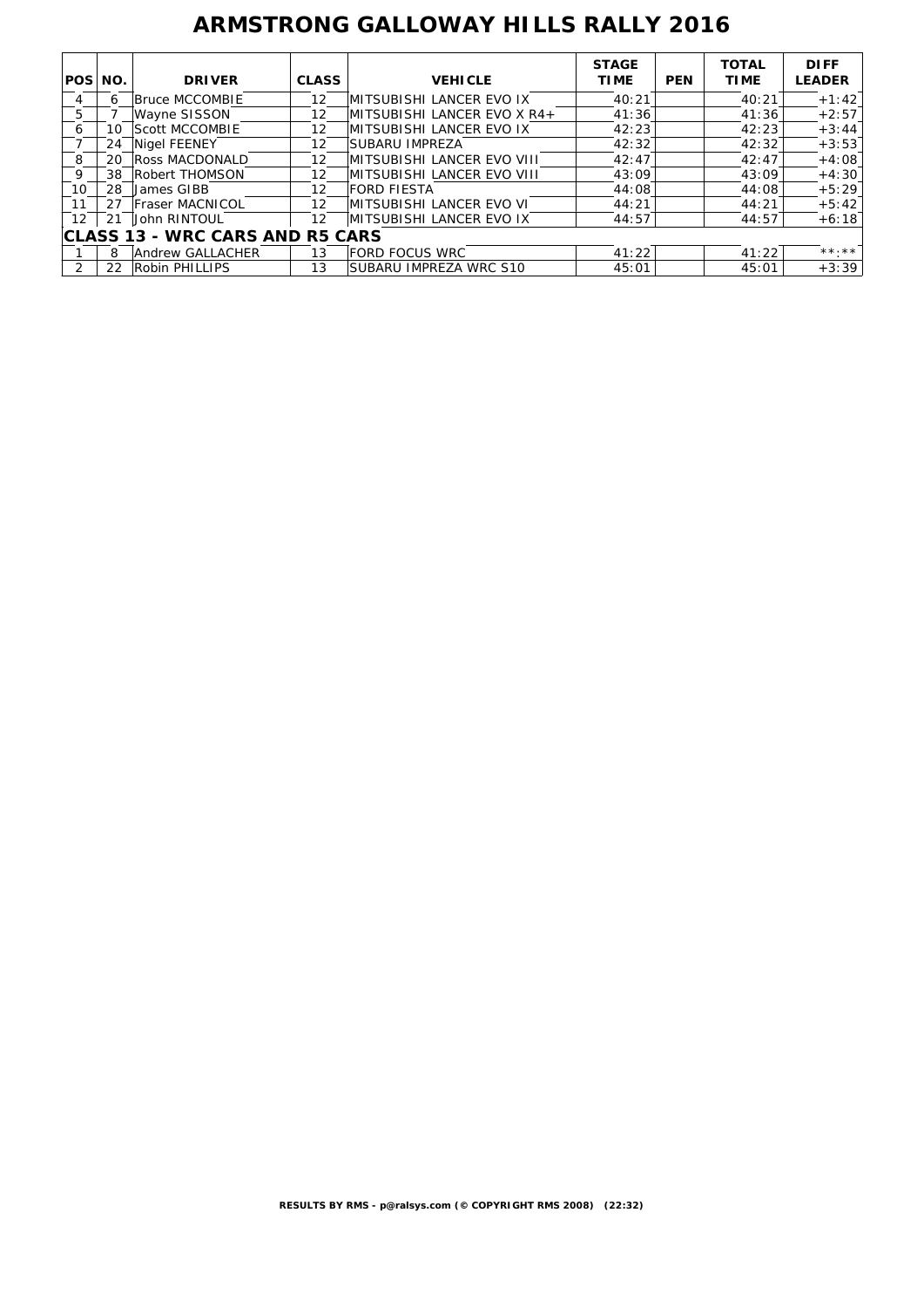# ARMSTRONG GALLOWAY HILLS RALLY 2016

| POS | NO. | DRIVER | CLASS | VEHICLE | STAGE TIME | PEN | TOTAL TIME | DIFF LEADER |
|---|---|---|---|---|---|---|---|---|
| 4 | 6 | Bruce MCCOMBIE | 12 | MITSUBISHI LANCER EVO IX | 40:21 | | 40:21 | +1:42 |
| 5 | 7 | Wayne SISSON | 12 | MITSUBISHI LANCER EVO X R4+ | 41:36 | | 41:36 | +2:57 |
| 6 | 10 | Scott MCCOMBIE | 12 | MITSUBISHI LANCER EVO IX | 42:23 | | 42:23 | +3:44 |
| 7 | 24 | Nigel FEENEY | 12 | SUBARU IMPREZA | 42:32 | | 42:32 | +3:53 |
| 8 | 20 | Ross MACDONALD | 12 | MITSUBISHI LANCER EVO VIII | 42:47 | | 42:47 | +4:08 |
| 9 | 38 | Robert THOMSON | 12 | MITSUBISHI LANCER EVO VIII | 43:09 | | 43:09 | +4:30 |
| 10 | 28 | James GIBB | 12 | FORD FIESTA | 44:08 | | 44:08 | +5:29 |
| 11 | 27 | Fraser MACNICOL | 12 | MITSUBISHI LANCER EVO VI | 44:21 | | 44:21 | +5:42 |
| 12 | 21 | John RINTOUL | 12 | MITSUBISHI LANCER EVO IX | 44:57 | | 44:57 | +6:18 |
| **CLASS 13 - WRC CARS AND R5 CARS** | | | | | | | | |
| 1 | 8 | Andrew GALLACHER | 13 | FORD FOCUS WRC | 41:22 | | 41:22 | **:** |
| 2 | 22 | Robin PHILLIPS | 13 | SUBARU IMPREZA WRC S10 | 45:01 | | 45:01 | +3:39 |

**RESULTS BY RMS - p@ralsys.com (© COPYRIGHT RMS 2008) (22:32)**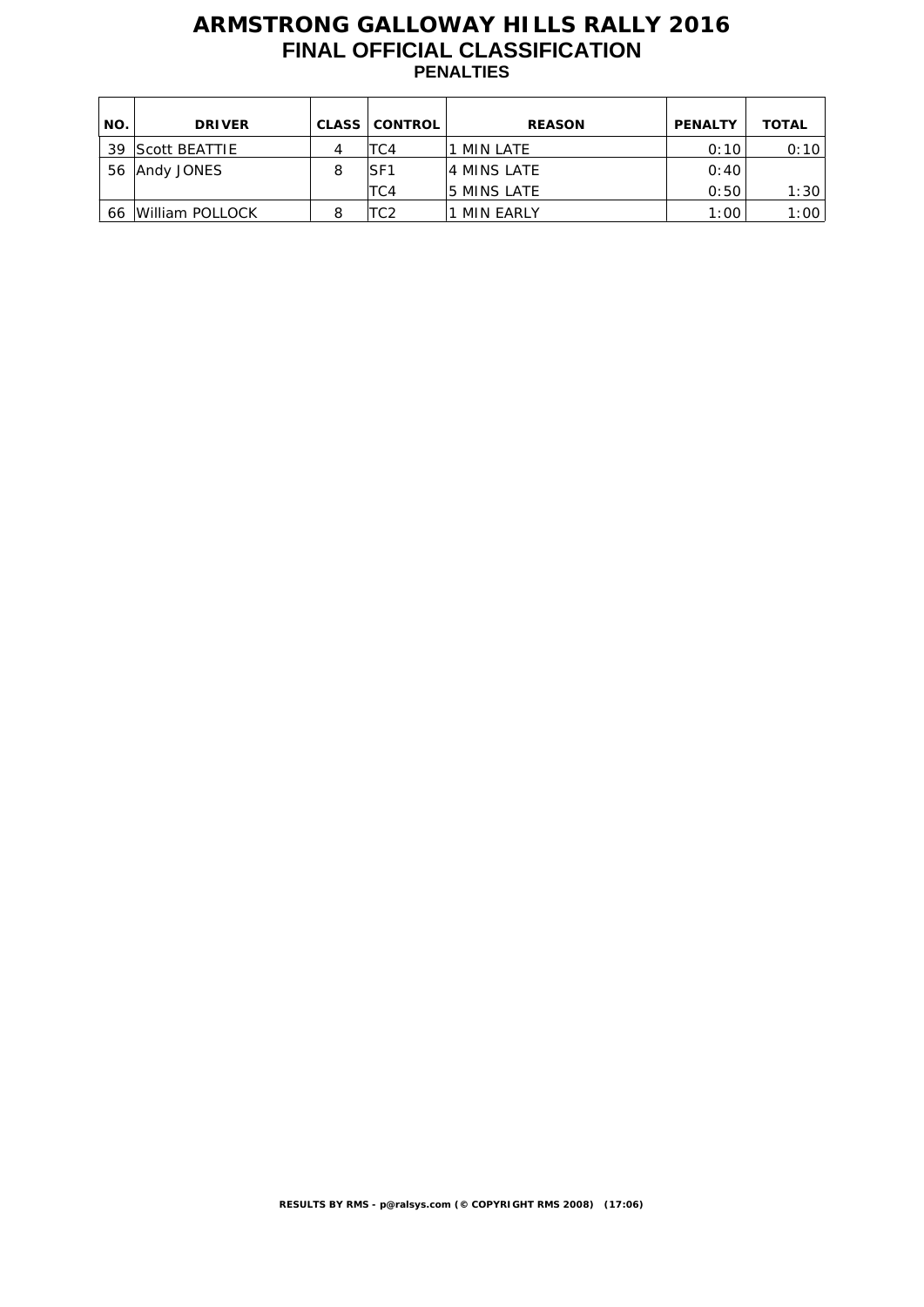# ARMSTRONG GALLOWAY HILLS RALLY 2016
## FINAL OFFICIAL CLASSIFICATION
### PENALTIES

| NO. | DRIVER | CLASS | CONTROL | REASON | PENALTY | TOTAL |
|---|---|---|---|---|---|---|
| 39 | Scott BEATTIE | 4 | TC4 | 1 MIN LATE | 0:10 | 0:10 |
| 56 | Andy JONES | 8 | SF1 | 4 MINS LATE | 0:40 | |
| | | | TC4 | 5 MINS LATE | 0:50 | 1:30 |
| 66 | William POLLOCK | 8 | TC2 | 1 MIN EARLY | 1:00 | 1:00 |

RESULTS BY RMS - p@ralsys.com (© COPYRIGHT RMS 2008) (17:06)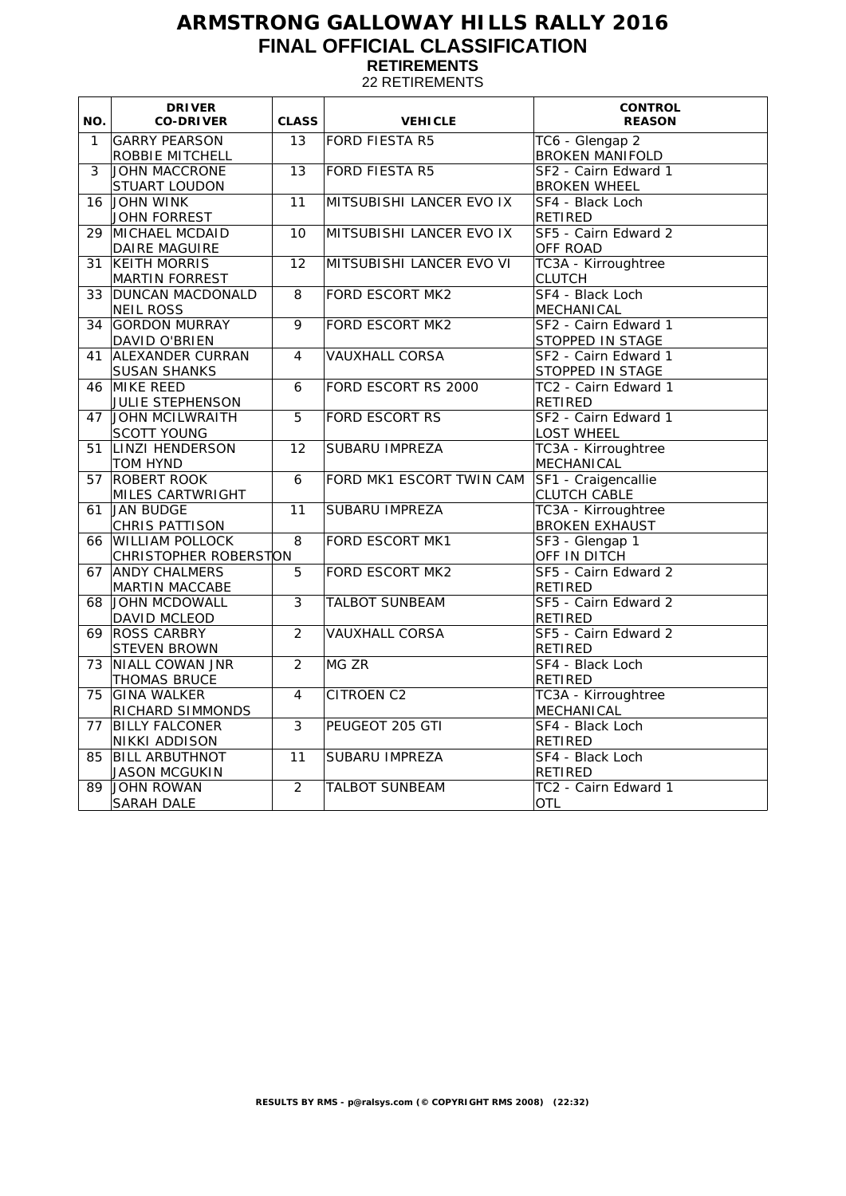# ARMSTRONG GALLOWAY HILLS RALLY 2016

## FINAL OFFICIAL CLASSIFICATION

### RETIREMENTS

22 RETIREMENTS

| NO. | DRIVER<br>CO-DRIVER | CLASS | VEHICLE | CONTROL<br>REASON |
|---|---|---|---|---|
| 1 | GARRY PEARSON<br>ROBBIE MITCHELL | 13 | FORD FIESTA R5 | TC6 - Glengap 2<br>BROKEN MANIFOLD |
| 3 | JOHN MACCRONE<br>STUART LOUDON | 13 | FORD FIESTA R5 | SF2 - Cairn Edward 1<br>BROKEN WHEEL |
| 16 | JOHN WINK<br>JOHN FORREST | 11 | MITSUBISHI LANCER EVO IX | SF4 - Black Loch<br>RETIRED |
| 29 | MICHAEL MCDAID<br>DAIRE MAGUIRE | 10 | MITSUBISHI LANCER EVO IX | SF5 - Cairn Edward 2<br>OFF ROAD |
| 31 | KEITH MORRIS<br>MARTIN FORREST | 12 | MITSUBISHI LANCER EVO VI | TC3A - Kirroughtree<br>CLUTCH |
| 33 | DUNCAN MACDONALD<br>NEIL ROSS | 8 | FORD ESCORT MK2 | SF4 - Black Loch<br>MECHANICAL |
| 34 | GORDON MURRAY<br>DAVID O'BRIEN | 9 | FORD ESCORT MK2 | SF2 - Cairn Edward 1<br>STOPPED IN STAGE |
| 41 | ALEXANDER CURRAN<br>SUSAN SHANKS | 4 | VAUXHALL CORSA | SF2 - Cairn Edward 1<br>STOPPED IN STAGE |
| 46 | MIKE REED<br>JULIE STEPHENSON | 6 | FORD ESCORT RS 2000 | TC2 - Cairn Edward 1<br>RETIRED |
| 47 | JOHN MCILWRAITH<br>SCOTT YOUNG | 5 | FORD ESCORT RS | SF2 - Cairn Edward 1<br>LOST WHEEL |
| 51 | LINZI HENDERSON<br>TOM HYND | 12 | SUBARU IMPREZA | TC3A - Kirroughtree<br>MECHANICAL |
| 57 | ROBERT ROOK<br>MILES CARTWRIGHT | 6 | FORD MK1 ESCORT TWIN CAM | SF1 - Craigencallie<br>CLUTCH CABLE |
| 61 | JAN BUDGE<br>CHRIS PATTISON | 11 | SUBARU IMPREZA | TC3A - Kirroughtree<br>BROKEN EXHAUST |
| 66 | WILLIAM POLLOCK<br>CHRISTOPHER ROBERSTON | 8 | FORD ESCORT MK1 | SF3 - Glengap 1<br>OFF IN DITCH |
| 67 | ANDY CHALMERS<br>MARTIN MACCABE | 5 | FORD ESCORT MK2 | SF5 - Cairn Edward 2<br>RETIRED |
| 68 | JOHN MCDOWALL<br>DAVID MCLEOD | 3 | TALBOT SUNBEAM | SF5 - Cairn Edward 2<br>RETIRED |
| 69 | ROSS CARBRY<br>STEVEN BROWN | 2 | VAUXHALL CORSA | SF5 - Cairn Edward 2<br>RETIRED |
| 73 | NIALL COWAN JNR<br>THOMAS BRUCE | 2 | MG ZR | SF4 - Black Loch<br>RETIRED |
| 75 | GINA WALKER<br>RICHARD SIMMONDS | 4 | CITROEN C2 | TC3A - Kirroughtree<br>MECHANICAL |
| 77 | BILLY FALCONER<br>NIKKI ADDISON | 3 | PEUGEOT 205 GTI | SF4 - Black Loch<br>RETIRED |
| 85 | BILL ARBUTHNOT<br>JASON MCGUKIN | 11 | SUBARU IMPREZA | SF4 - Black Loch<br>RETIRED |
| 89 | JOHN ROWAN<br>SARAH DALE | 2 | TALBOT SUNBEAM | TC2 - Cairn Edward 1<br>OTL |

RESULTS BY RMS - p@ralsys.com (© COPYRIGHT RMS 2008) (22:32)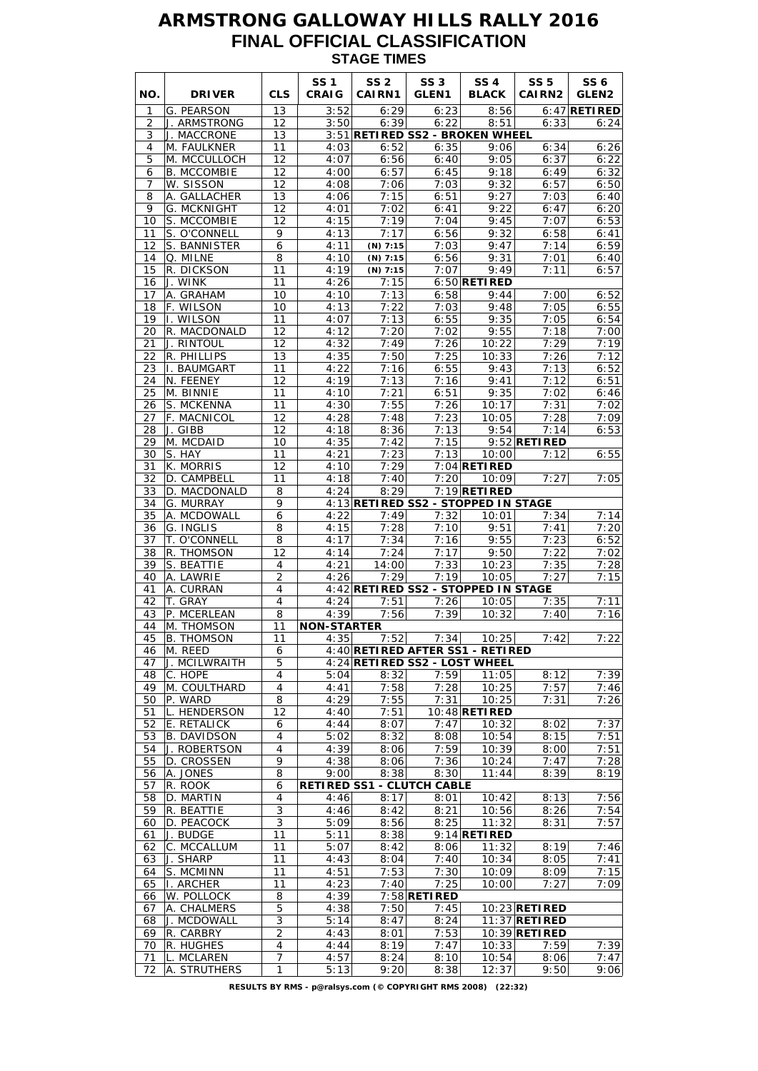# ARMSTRONG GALLOWAY HILLS RALLY 2016

## FINAL OFFICIAL CLASSIFICATION

### STAGE TIMES

| NO. | DRIVER | CLS | SS 1 CRAIG | SS 2 CAIRN1 | SS 3 GLEN1 | SS 4 BLACK | SS 5 CAIRN2 | SS 6 GLEN2 |
|---|---|---|---|---|---|---|---|---|
| 1 | G. PEARSON | 13 | 3:52 | 6:29 | 6:23 | 8:56 | 6:47 | RETIRED |
| 2 | J. ARMSTRONG | 12 | 3:50 | 6:39 | 6:22 | 8:51 | 6:33 | 6:24 |
| 3 | J. MACCRONE | 13 | 3:51 | RETIRED SS2 - BROKEN WHEEL | | | | |
| 4 | M. FAULKNER | 11 | 4:03 | 6:52 | 6:35 | 9:06 | 6:34 | 6:26 |
| 5 | M. MCCULLOCH | 12 | 4:07 | 6:56 | 6:40 | 9:05 | 6:37 | 6:22 |
| 6 | B. MCCOMBIE | 12 | 4:00 | 6:57 | 6:45 | 9:18 | 6:49 | 6:32 |
| 7 | W. SISSON | 12 | 4:08 | 7:06 | 7:03 | 9:32 | 6:57 | 6:50 |
| 8 | A. GALLACHER | 13 | 4:06 | 7:15 | 6:51 | 9:27 | 7:03 | 6:40 |
| 9 | G. MCKNIGHT | 12 | 4:01 | 7:02 | 6:41 | 9:22 | 6:47 | 6:20 |
| 10 | S. MCCOMBIE | 12 | 4:15 | 7:19 | 7:04 | 9:45 | 7:07 | 6:53 |
| 11 | S. O'CONNELL | 9 | 4:13 | 7:17 | 6:56 | 9:32 | 6:58 | 6:41 |
| 12 | S. BANNISTER | 6 | 4:11 | (N) 7:15 | 7:03 | 9:47 | 7:14 | 6:59 |
| 14 | Q. MILNE | 8 | 4:10 | (N) 7:15 | 6:56 | 9:31 | 7:01 | 6:40 |
| 15 | R. DICKSON | 11 | 4:19 | (N) 7:15 | 7:07 | 9:49 | 7:11 | 6:57 |
| 16 | J. WINK | 11 | 4:26 | 7:15 | 6:50 | RETIRED | | |
| 17 | A. GRAHAM | 10 | 4:10 | 7:13 | 6:58 | 9:44 | 7:00 | 6:52 |
| 18 | F. WILSON | 10 | 4:13 | 7:22 | 7:03 | 9:48 | 7:05 | 6:55 |
| 19 | I. WILSON | 11 | 4:07 | 7:13 | 6:55 | 9:35 | 7:05 | 6:54 |
| 20 | R. MACDONALD | 12 | 4:12 | 7:20 | 7:02 | 9:55 | 7:18 | 7:00 |
| 21 | J. RINTOUL | 12 | 4:32 | 7:49 | 7:26 | 10:22 | 7:29 | 7:19 |
| 22 | R. PHILLIPS | 13 | 4:35 | 7:50 | 7:25 | 10:33 | 7:26 | 7:12 |
| 23 | I. BAUMGART | 11 | 4:22 | 7:16 | 6:55 | 9:43 | 7:13 | 6:52 |
| 24 | N. FEENEY | 12 | 4:19 | 7:13 | 7:16 | 9:41 | 7:12 | 6:51 |
| 25 | M. BINNIE | 11 | 4:10 | 7:21 | 6:51 | 9:35 | 7:02 | 6:46 |
| 26 | S. MCKENNA | 11 | 4:30 | 7:55 | 7:26 | 10:17 | 7:31 | 7:02 |
| 27 | F. MACNICOL | 12 | 4:28 | 7:48 | 7:23 | 10:05 | 7:28 | 7:09 |
| 28 | J. GIBB | 12 | 4:18 | 8:36 | 7:13 | 9:54 | 7:14 | 6:53 |
| 29 | M. MCDAID | 10 | 4:35 | 7:42 | 7:15 | 9:52 | RETIRED | |
| 30 | S. HAY | 11 | 4:21 | 7:23 | 7:13 | 10:00 | 7:12 | 6:55 |
| 31 | K. MORRIS | 12 | 4:10 | 7:29 | 7:04 | RETIRED | | |
| 32 | D. CAMPBELL | 11 | 4:18 | 7:40 | 7:20 | 10:09 | 7:27 | 7:05 |
| 33 | D. MACDONALD | 8 | 4:24 | 8:29 | 7:19 | RETIRED | | |
| 34 | G. MURRAY | 9 | 4:13 | RETIRED SS2 - STOPPED IN STAGE | | | | |
| 35 | A. MCDOWALL | 6 | 4:22 | 7:49 | 7:32 | 10:01 | 7:34 | 7:14 |
| 36 | G. INGLIS | 8 | 4:15 | 7:28 | 7:10 | 9:51 | 7:41 | 7:20 |
| 37 | T. O'CONNELL | 8 | 4:17 | 7:34 | 7:16 | 9:55 | 7:23 | 6:52 |
| 38 | R. THOMSON | 12 | 4:14 | 7:24 | 7:17 | 9:50 | 7:22 | 7:02 |
| 39 | S. BEATTIE | 4 | 4:21 | 14:00 | 7:33 | 10:23 | 7:35 | 7:28 |
| 40 | A. LAWRIE | 2 | 4:26 | 7:29 | 7:19 | 10:05 | 7:27 | 7:15 |
| 41 | A. CURRAN | 4 | 4:42 | RETIRED SS2 - STOPPED IN STAGE | | | | |
| 42 | T. GRAY | 4 | 4:24 | 7:51 | 7:26 | 10:05 | 7:35 | 7:11 |
| 43 | P. MCERLEAN | 8 | 4:39 | 7:56 | 7:39 | 10:32 | 7:40 | 7:16 |
| 44 | M. THOMSON | 11 | NON-STARTER | | | | | |
| 45 | B. THOMSON | 11 | 4:35 | 7:52 | 7:34 | 10:25 | 7:42 | 7:22 |
| 46 | M. REED | 6 | 4:40 | RETIRED AFTER SS1 - RETIRED | | | | |
| 47 | J. MCILWRAITH | 5 | 4:24 | RETIRED SS2 - LOST WHEEL | | | | |
| 48 | C. HOPE | 4 | 5:04 | 8:32 | 7:59 | 11:05 | 8:12 | 7:39 |
| 49 | M. COULTHARD | 4 | 4:41 | 7:58 | 7:28 | 10:25 | 7:57 | 7:46 |
| 50 | P. WARD | 8 | 4:29 | 7:55 | 7:31 | 10:25 | 7:31 | 7:26 |
| 51 | L. HENDERSON | 12 | 4:40 | 7:51 | 10:48 | RETIRED | | |
| 52 | E. RETALICK | 6 | 4:44 | 8:07 | 7:47 | 10:32 | 8:02 | 7:37 |
| 53 | B. DAVIDSON | 4 | 5:02 | 8:32 | 8:08 | 10:54 | 8:15 | 7:51 |
| 54 | J. ROBERTSON | 4 | 4:39 | 8:06 | 7:59 | 10:39 | 8:00 | 7:51 |
| 55 | D. CROSSEN | 9 | 4:38 | 8:06 | 7:36 | 10:24 | 7:47 | 7:28 |
| 56 | A. JONES | 8 | 9:00 | 8:38 | 8:30 | 11:44 | 8:39 | 8:19 |
| 57 | R. ROOK | 6 | RETIRED SS1 - CLUTCH CABLE | | | | | |
| 58 | D. MARTIN | 4 | 4:46 | 8:17 | 8:01 | 10:42 | 8:13 | 7:56 |
| 59 | R. BEATTIE | 3 | 4:46 | 8:42 | 8:21 | 10:56 | 8:26 | 7:54 |
| 60 | D. PEACOCK | 3 | 5:09 | 8:56 | 8:25 | 11:32 | 8:31 | 7:57 |
| 61 | J. BUDGE | 11 | 5:11 | 8:38 | 9:14 | RETIRED | | |
| 62 | C. MCCALLUM | 11 | 5:07 | 8:42 | 8:06 | 11:32 | 8:19 | 7:46 |
| 63 | J. SHARP | 11 | 4:43 | 8:04 | 7:40 | 10:34 | 8:05 | 7:41 |
| 64 | S. MCMINN | 11 | 4:51 | 7:53 | 7:30 | 10:09 | 8:09 | 7:15 |
| 65 | I. ARCHER | 11 | 4:23 | 7:40 | 7:25 | 10:00 | 7:27 | 7:09 |
| 66 | W. POLLOCK | 8 | 4:39 | 7:58 | RETIRED | | | |
| 67 | A. CHALMERS | 5 | 4:38 | 7:50 | 7:45 | 10:23 | RETIRED | |
| 68 | J. MCDOWALL | 3 | 5:14 | 8:47 | 8:24 | 11:37 | RETIRED | |
| 69 | R. CARBRY | 2 | 4:43 | 8:01 | 7:53 | 10:39 | RETIRED | |
| 70 | R. HUGHES | 4 | 4:44 | 8:19 | 7:47 | 10:33 | 7:59 | 7:39 |
| 71 | L. MCLAREN | 7 | 4:57 | 8:24 | 8:10 | 10:54 | 8:06 | 7:47 |
| 72 | A. STRUTHERS | 1 | 5:13 | 9:20 | 8:38 | 12:37 | 9:50 | 9:06 |

**RESULTS BY RMS - p@ralsys.com (© COPYRIGHT RMS 2008) (22:32)**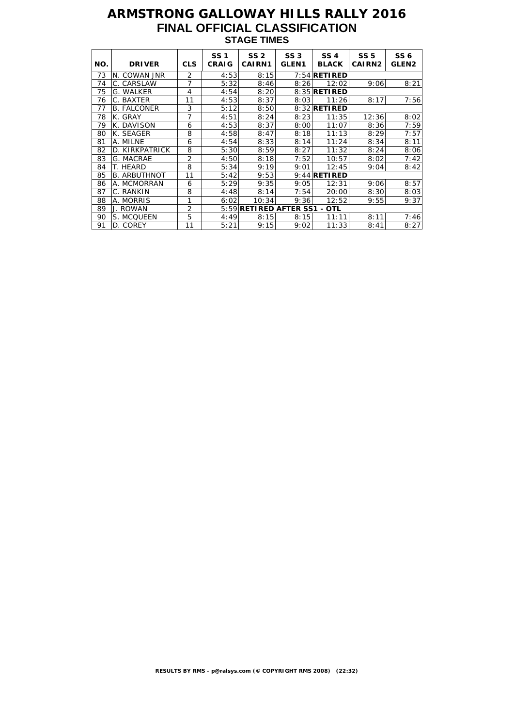# ARMSTRONG GALLOWAY HILLS RALLY 2016

## FINAL OFFICIAL CLASSIFICATION

### STAGE TIMES

| NO. | DRIVER | CLS | SS 1 CRAIG | SS 2 CAIRN1 | SS 3 GLEN1 | SS 4 BLACK | SS 5 CAIRN2 | SS 6 GLEN2 |
|---|---|---|---|---|---|---|---|---|
| 73 | N. COWAN JNR | 2 | 4:53 | 8:15 | 7:54 | **RETIRED** | | |
| 74 | C. CARSLAW | 7 | 5:32 | 8:46 | 8:26 | 12:02 | 9:06 | 8:21 |
| 75 | G. WALKER | 4 | 4:54 | 8:20 | 8:35 | **RETIRED** | | |
| 76 | C. BAXTER | 11 | 4:53 | 8:37 | 8:03 | 11:26 | 8:17 | 7:56 |
| 77 | B. FALCONER | 3 | 5:12 | 8:50 | 8:32 | **RETIRED** | | |
| 78 | K. GRAY | 7 | 4:51 | 8:24 | 8:23 | 11:35 | 12:36 | 8:02 |
| 79 | K. DAVISON | 6 | 4:53 | 8:37 | 8:00 | 11:07 | 8:36 | 7:59 |
| 80 | K. SEAGER | 8 | 4:58 | 8:47 | 8:18 | 11:13 | 8:29 | 7:57 |
| 81 | A. MILNE | 6 | 4:54 | 8:33 | 8:14 | 11:24 | 8:34 | 8:11 |
| 82 | D. KIRKPATRICK | 8 | 5:30 | 8:59 | 8:27 | 11:32 | 8:24 | 8:06 |
| 83 | G. MACRAE | 2 | 4:50 | 8:18 | 7:52 | 10:57 | 8:02 | 7:42 |
| 84 | T. HEARD | 8 | 5:34 | 9:19 | 9:01 | 12:45 | 9:04 | 8:42 |
| 85 | B. ARBUTHNOT | 11 | 5:42 | 9:53 | 9:44 | **RETIRED** | | |
| 86 | A. MCMORRAN | 6 | 5:29 | 9:35 | 9:05 | 12:31 | 9:06 | 8:57 |
| 87 | C. RANKIN | 8 | 4:48 | 8:14 | 7:54 | 20:00 | 8:30 | 8:03 |
| 88 | A. MORRIS | 1 | 6:02 | 10:34 | 9:36 | 12:52 | 9:55 | 9:37 |
| 89 | J. ROWAN | 2 | 5:59 | **RETIRED AFTER SS1 - OTL** | | | | |
| 90 | S. MCQUEEN | 5 | 4:49 | 8:15 | 8:15 | 11:11 | 8:11 | 7:46 |
| 91 | D. COREY | 11 | 5:21 | 9:15 | 9:02 | 11:33 | 8:41 | 8:27 |

**RESULTS BY RMS - p@ralsys.com (© COPYRIGHT RMS 2008) (22:32)**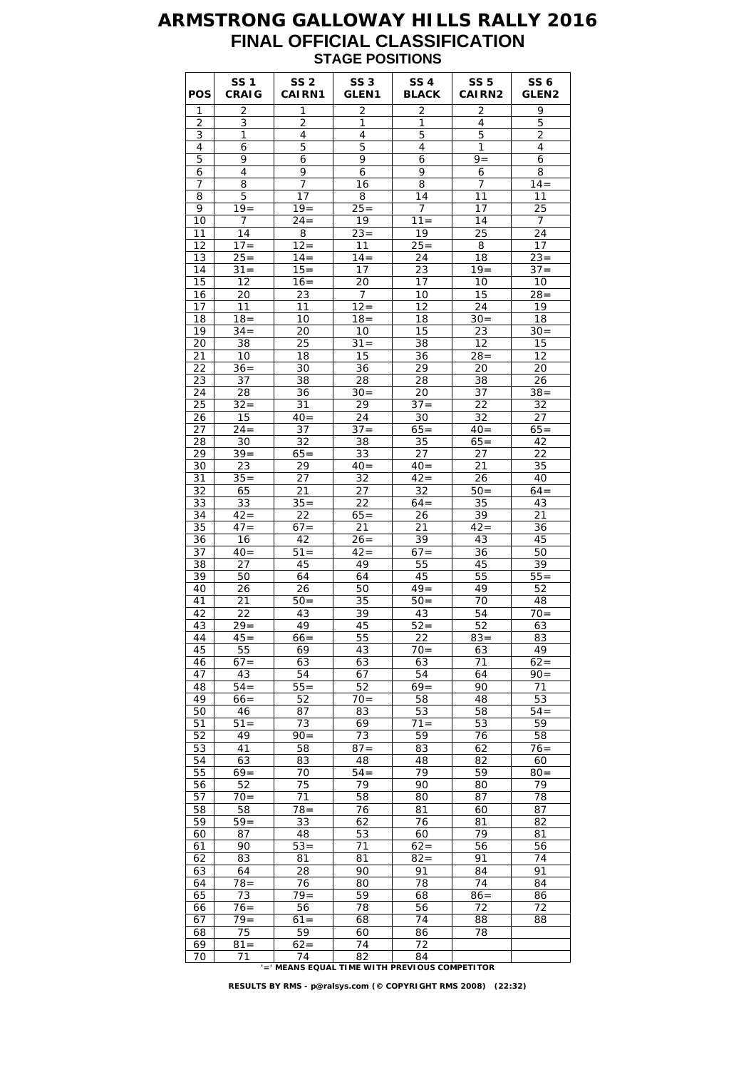# ARMSTRONG GALLOWAY HILLS RALLY 2016

## FINAL OFFICIAL CLASSIFICATION

### STAGE POSITIONS

| POS | SS 1 CRAIG | SS 2 CAIRN1 | SS 3 GLEN1 | SS 4 BLACK | SS 5 CAIRN2 | SS 6 GLEN2 |
|---|---|---|---|---|---|---|
| 1 | 2 | 1 | 2 | 2 | 2 | 9 |
| 2 | 3 | 2 | 1 | 1 | 4 | 5 |
| 3 | 1 | 4 | 4 | 5 | 5 | 2 |
| 4 | 6 | 5 | 5 | 4 | 1 | 4 |
| 5 | 9 | 6 | 9 | 6 | 9= | 6 |
| 6 | 4 | 9 | 6 | 9 | 6 | 8 |
| 7 | 8 | 7 | 16 | 8 | 7 | 14= |
| 8 | 5 | 17 | 8 | 14 | 11 | 11 |
| 9 | 19= | 19= | 25= | 7 | 17 | 25 |
| 10 | 7 | 24= | 19 | 11= | 14 | 7 |
| 11 | 14 | 8 | 23= | 19 | 25 | 24 |
| 12 | 17= | 12= | 11 | 25= | 8 | 17 |
| 13 | 25= | 14= | 14= | 24 | 18 | 23= |
| 14 | 31= | 15= | 17 | 23 | 19= | 37= |
| 15 | 12 | 16= | 20 | 17 | 10 | 10 |
| 16 | 20 | 23 | 7 | 10 | 15 | 28= |
| 17 | 11 | 11 | 12= | 12 | 24 | 19 |
| 18 | 18= | 10 | 18= | 18 | 30= | 18 |
| 19 | 34= | 20 | 10 | 15 | 23 | 30= |
| 20 | 38 | 25 | 31= | 38 | 12 | 15 |
| 21 | 10 | 18 | 15 | 36 | 28= | 12 |
| 22 | 36= | 30 | 36 | 29 | 20 | 20 |
| 23 | 37 | 38 | 28 | 28 | 38 | 26 |
| 24 | 28 | 36 | 30= | 20 | 37 | 38= |
| 25 | 32= | 31 | 29 | 37= | 22 | 32 |
| 26 | 15 | 40= | 24 | 30 | 32 | 27 |
| 27 | 24= | 37 | 37= | 65= | 40= | 65= |
| 28 | 30 | 32 | 38 | 35 | 65= | 42 |
| 29 | 39= | 65= | 33 | 27 | 27 | 22 |
| 30 | 23 | 29 | 40= | 40= | 21 | 35 |
| 31 | 35= | 27 | 32 | 42= | 26 | 40 |
| 32 | 65 | 21 | 27 | 32 | 50= | 64= |
| 33 | 33 | 35= | 22 | 64= | 35 | 43 |
| 34 | 42= | 22 | 65= | 26 | 39 | 21 |
| 35 | 47= | 67= | 21 | 21 | 42= | 36 |
| 36 | 16 | 42 | 26= | 39 | 43 | 45 |
| 37 | 40= | 51= | 42= | 67= | 36 | 50 |
| 38 | 27 | 45 | 49 | 55 | 45 | 39 |
| 39 | 50 | 64 | 64 | 45 | 55 | 55= |
| 40 | 26 | 26 | 50 | 49= | 49 | 52 |
| 41 | 21 | 50= | 35 | 50= | 70 | 48 |
| 42 | 22 | 43 | 39 | 43 | 54 | 70= |
| 43 | 29= | 49 | 45 | 52= | 52 | 63 |
| 44 | 45= | 66= | 55 | 22 | 83= | 83 |
| 45 | 55 | 69 | 43 | 70= | 63 | 49 |
| 46 | 67= | 63 | 63 | 63 | 71 | 62= |
| 47 | 43 | 54 | 67 | 54 | 64 | 90= |
| 48 | 54= | 55= | 52 | 69= | 90 | 71 |
| 49 | 66= | 52 | 70= | 58 | 48 | 53 |
| 50 | 46 | 87 | 83 | 53 | 58 | 54= |
| 51 | 51= | 73 | 69 | 71= | 53 | 59 |
| 52 | 49 | 90= | 73 | 59 | 76 | 58 |
| 53 | 41 | 58 | 87= | 83 | 62 | 76= |
| 54 | 63 | 83 | 48 | 48 | 82 | 60 |
| 55 | 69= | 70 | 54= | 79 | 59 | 80= |
| 56 | 52 | 75 | 79 | 90 | 80 | 79 |
| 57 | 70= | 71 | 58 | 80 | 87 | 78 |
| 58 | 58 | 78= | 76 | 81 | 60 | 87 |
| 59 | 59= | 33 | 62 | 76 | 81 | 82 |
| 60 | 87 | 48 | 53 | 60 | 79 | 81 |
| 61 | 90 | 53= | 71 | 62= | 56 | 56 |
| 62 | 83 | 81 | 81 | 82= | 91 | 74 |
| 63 | 64 | 28 | 90 | 91 | 84 | 91 |
| 64 | 78= | 76 | 80 | 78 | 74 | 84 |
| 65 | 73 | 79= | 59 | 68 | 86= | 86 |
| 66 | 76= | 56 | 78 | 56 | 72 | 72 |
| 67 | 79= | 61= | 68 | 74 | 88 | 88 |
| 68 | 75 | 59 | 60 | 86 | 78 | |
| 69 | 81= | 62= | 74 | 72 | | |
| 70 | 71 | 74 | 82 | 84 | | |

'=' MEANS EQUAL TIME WITH PREVIOUS COMPETITOR

RESULTS BY RMS - p@ralsys.com (© COPYRIGHT RMS 2008) (22:32)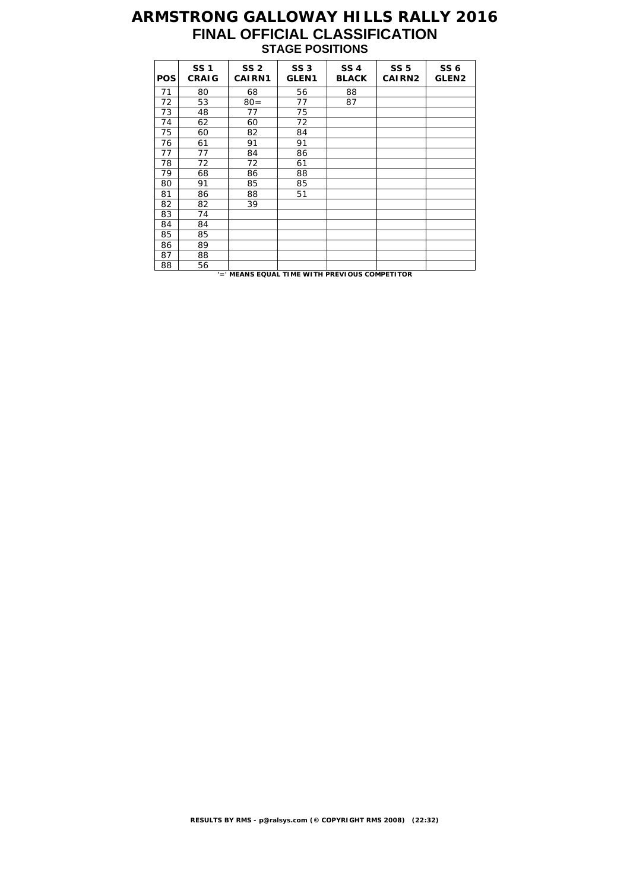# ARMSTRONG GALLOWAY HILLS RALLY 2016
## FINAL OFFICIAL CLASSIFICATION
### STAGE POSITIONS

| POS | SS 1 CRAIG | SS 2 CAIRN1 | SS 3 GLEN1 | SS 4 BLACK | SS 5 CAIRN2 | SS 6 GLEN2 |
|---|---|---|---|---|---|---|
| 71 | 80 | 68 | 56 | 88 | | |
| 72 | 53 | 80= | 77 | 87 | | |
| 73 | 48 | 77 | 75 | | | |
| 74 | 62 | 60 | 72 | | | |
| 75 | 60 | 82 | 84 | | | |
| 76 | 61 | 91 | 91 | | | |
| 77 | 77 | 84 | 86 | | | |
| 78 | 72 | 72 | 61 | | | |
| 79 | 68 | 86 | 88 | | | |
| 80 | 91 | 85 | 85 | | | |
| 81 | 86 | 88 | 51 | | | |
| 82 | 82 | 39 | | | | |
| 83 | 74 | | | | | |
| 84 | 84 | | | | | |
| 85 | 85 | | | | | |
| 86 | 89 | | | | | |
| 87 | 88 | | | | | |
| 88 | 56 | | | | | |

**'=' MEANS EQUAL TIME WITH PREVIOUS COMPETITOR**

**RESULTS BY RMS - p@ralsys.com (© COPYRIGHT RMS 2008) (22:32)**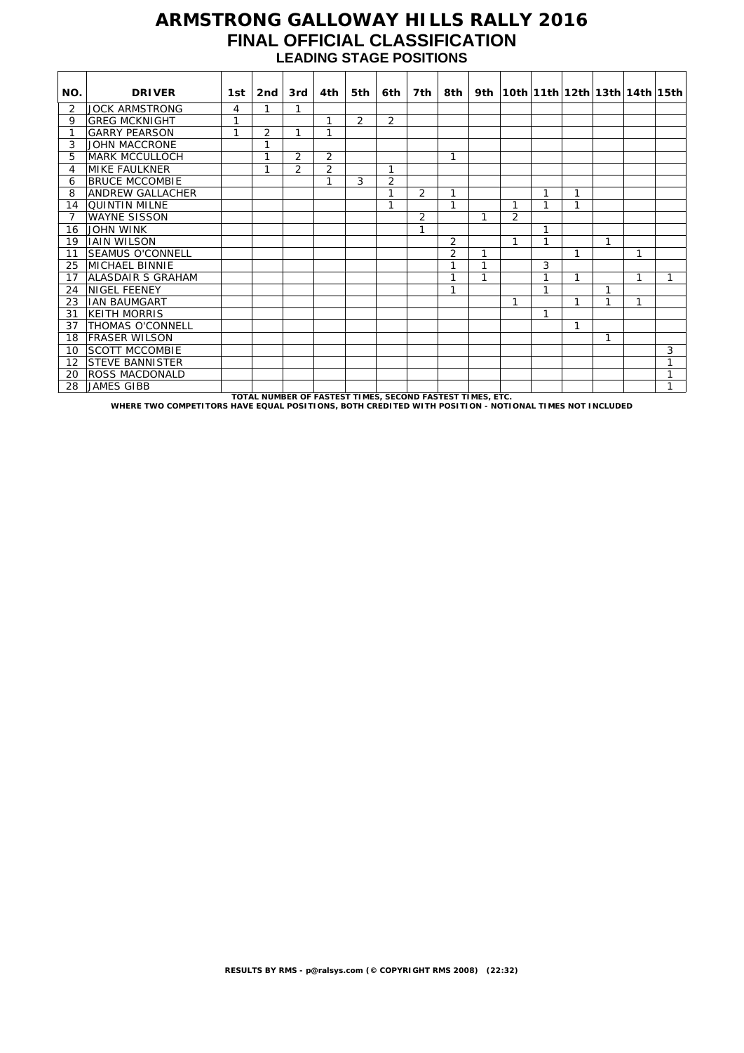# ARMSTRONG GALLOWAY HILLS RALLY 2016

## FINAL OFFICIAL CLASSIFICATION

### LEADING STAGE POSITIONS

| NO. | DRIVER | 1st | 2nd | 3rd | 4th | 5th | 6th | 7th | 8th | 9th | 10th | 11th | 12th | 13th | 14th | 15th |
|---|---|---|---|---|---|---|---|---|---|---|---|---|---|---|---|---|
| 2 | JOCK ARMSTRONG | 4 | 1 | 1 | | | | | | | | | | | | |
| 9 | GREG MCKNIGHT | 1 | | | 1 | 2 | 2 | | | | | | | | | |
| 1 | GARRY PEARSON | 1 | 2 | 1 | 1 | | | | | | | | | | | |
| 3 | JOHN MACCRONE | | 1 | | | | | | | | | | | | | |
| 5 | MARK MCCULLOCH | | 1 | 2 | 2 | | | | 1 | | | | | | | |
| 4 | MIKE FAULKNER | | 1 | 2 | 2 | | 1 | | | | | | | | | |
| 6 | BRUCE MCCOMBIE | | | | 1 | 3 | 2 | | | | | | | | | |
| 8 | ANDREW GALLACHER | | | | | | 1 | 2 | 1 | | | 1 | 1 | | | |
| 14 | QUINTIN MILNE | | | | | | 1 | | 1 | | 1 | 1 | 1 | | | |
| 7 | WAYNE SISSON | | | | | | | 2 | | 1 | 2 | | | | | |
| 16 | JOHN WINK | | | | | | | 1 | | | | 1 | | | | |
| 19 | IAIN WILSON | | | | | | | | 2 | | 1 | 1 | | 1 | | |
| 11 | SEAMUS O'CONNELL | | | | | | | | 2 | 1 | | | 1 | | 1 | |
| 25 | MICHAEL BINNIE | | | | | | | | 1 | 1 | | 3 | | | | |
| 17 | ALASDAIR S GRAHAM | | | | | | | | 1 | 1 | | 1 | 1 | | 1 | 1 |
| 24 | NIGEL FEENEY | | | | | | | | 1 | | | 1 | | 1 | | |
| 23 | IAN BAUMGART | | | | | | | | | | 1 | | 1 | 1 | 1 | |
| 31 | KEITH MORRIS | | | | | | | | | | | 1 | | | | |
| 37 | THOMAS O'CONNELL | | | | | | | | | | | | 1 | | | |
| 18 | FRASER WILSON | | | | | | | | | | | | | 1 | | |
| 10 | SCOTT MCCOMBIE | | | | | | | | | | | | | | | 3 |
| 12 | STEVE BANNISTER | | | | | | | | | | | | | | | 1 |
| 20 | ROSS MACDONALD | | | | | | | | | | | | | | | 1 |
| 28 | JAMES GIBB | | | | | | | | | | | | | | | 1 |

**TOTAL NUMBER OF FASTEST TIMES, SECOND FASTEST TIMES, ETC.**

**WHERE TWO COMPETITORS HAVE EQUAL POSITIONS, BOTH CREDITED WITH POSITION - NOTIONAL TIMES NOT INCLUDED**

**RESULTS BY RMS - p@ralsys.com (© COPYRIGHT RMS 2008) (22:32)**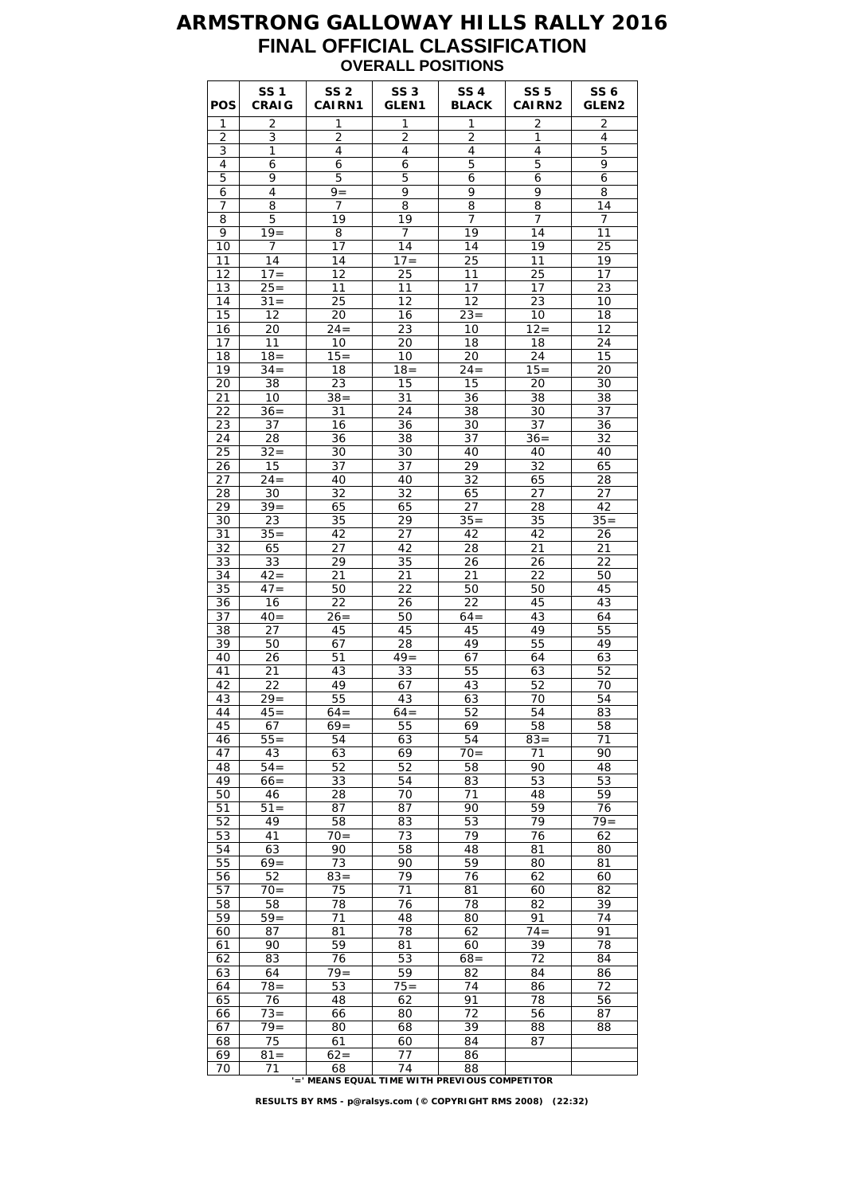# ARMSTRONG GALLOWAY HILLS RALLY 2016

## FINAL OFFICIAL CLASSIFICATION

### OVERALL POSITIONS

| POS | SS 1 CRAIG | SS 2 CAIRN1 | SS 3 GLEN1 | SS 4 BLACK | SS 5 CAIRN2 | SS 6 GLEN2 |
|---|---|---|---|---|---|---|
| 1 | 2 | 1 | 1 | 1 | 2 | 2 |
| 2 | 3 | 2 | 2 | 2 | 1 | 4 |
| 3 | 1 | 4 | 4 | 4 | 4 | 5 |
| 4 | 6 | 6 | 6 | 5 | 5 | 9 |
| 5 | 9 | 5 | 5 | 6 | 6 | 6 |
| 6 | 4 | 9= | 9 | 9 | 9 | 8 |
| 7 | 8 | 7 | 8 | 8 | 8 | 14 |
| 8 | 5 | 19 | 19 | 7 | 7 | 7 |
| 9 | 19= | 8 | 7 | 19 | 14 | 11 |
| 10 | 7 | 17 | 14 | 14 | 19 | 25 |
| 11 | 14 | 14 | 17= | 25 | 11 | 19 |
| 12 | 17= | 12 | 25 | 11 | 25 | 17 |
| 13 | 25= | 11 | 11 | 17 | 17 | 23 |
| 14 | 31= | 25 | 12 | 12 | 23 | 10 |
| 15 | 12 | 20 | 16 | 23= | 10 | 18 |
| 16 | 20 | 24= | 23 | 10 | 12= | 12 |
| 17 | 11 | 10 | 20 | 18 | 18 | 24 |
| 18 | 18= | 15= | 10 | 20 | 24 | 15 |
| 19 | 34= | 18 | 18= | 24= | 15= | 20 |
| 20 | 38 | 23 | 15 | 15 | 20 | 30 |
| 21 | 10 | 38= | 31 | 36 | 38 | 38 |
| 22 | 36= | 31 | 24 | 38 | 30 | 37 |
| 23 | 37 | 16 | 36 | 30 | 37 | 36 |
| 24 | 28 | 36 | 38 | 37 | 36= | 32 |
| 25 | 32= | 30 | 30 | 40 | 40 | 40 |
| 26 | 15 | 37 | 37 | 29 | 32 | 65 |
| 27 | 24= | 40 | 40 | 32 | 65 | 28 |
| 28 | 30 | 32 | 32 | 65 | 27 | 27 |
| 29 | 39= | 65 | 65 | 27 | 28 | 42 |
| 30 | 23 | 35 | 29 | 35= | 35 | 35= |
| 31 | 35= | 42 | 27 | 42 | 42 | 26 |
| 32 | 65 | 27 | 42 | 28 | 21 | 21 |
| 33 | 33 | 29 | 35 | 26 | 26 | 22 |
| 34 | 42= | 21 | 21 | 21 | 22 | 50 |
| 35 | 47= | 50 | 22 | 50 | 50 | 45 |
| 36 | 16 | 22 | 26 | 22 | 45 | 43 |
| 37 | 40= | 26= | 50 | 64= | 43 | 64 |
| 38 | 27 | 45 | 45 | 45 | 49 | 55 |
| 39 | 50 | 67 | 28 | 49 | 55 | 49 |
| 40 | 26 | 51 | 49= | 67 | 64 | 63 |
| 41 | 21 | 43 | 33 | 55 | 63 | 52 |
| 42 | 22 | 49 | 67 | 43 | 52 | 70 |
| 43 | 29= | 55 | 43 | 63 | 70 | 54 |
| 44 | 45= | 64= | 64= | 52 | 54 | 83 |
| 45 | 67 | 69= | 55 | 69 | 58 | 58 |
| 46 | 55= | 54 | 63 | 54 | 83= | 71 |
| 47 | 43 | 63 | 69 | 70= | 71 | 90 |
| 48 | 54= | 52 | 52 | 58 | 90 | 48 |
| 49 | 66= | 33 | 54 | 83 | 53 | 53 |
| 50 | 46 | 28 | 70 | 71 | 48 | 59 |
| 51 | 51= | 87 | 87 | 90 | 59 | 76 |
| 52 | 49 | 58 | 83 | 53 | 79 | 79= |
| 53 | 41 | 70= | 73 | 79 | 76 | 62 |
| 54 | 63 | 90 | 58 | 48 | 81 | 80 |
| 55 | 69= | 73 | 90 | 59 | 80 | 81 |
| 56 | 52 | 83= | 79 | 76 | 62 | 60 |
| 57 | 70= | 75 | 71 | 81 | 60 | 82 |
| 58 | 58 | 78 | 76 | 78 | 82 | 39 |
| 59 | 59= | 71 | 48 | 80 | 91 | 74 |
| 60 | 87 | 81 | 78 | 62 | 74= | 91 |
| 61 | 90 | 59 | 81 | 60 | 39 | 78 |
| 62 | 83 | 76 | 53 | 68= | 72 | 84 |
| 63 | 64 | 79= | 59 | 82 | 84 | 86 |
| 64 | 78= | 53 | 75= | 74 | 86 | 72 |
| 65 | 76 | 48 | 62 | 91 | 78 | 56 |
| 66 | 73= | 66 | 80 | 72 | 56 | 87 |
| 67 | 79= | 80 | 68 | 39 | 88 | 88 |
| 68 | 75 | 61 | 60 | 84 | 87 | |
| 69 | 81= | 62= | 77 | 86 | | |
| 70 | 71 | 68 | 74 | 88 | | |

**'=' MEANS EQUAL TIME WITH PREVIOUS COMPETITOR**

**RESULTS BY RMS - p@ralsys.com (© COPYRIGHT RMS 2008) (22:32)**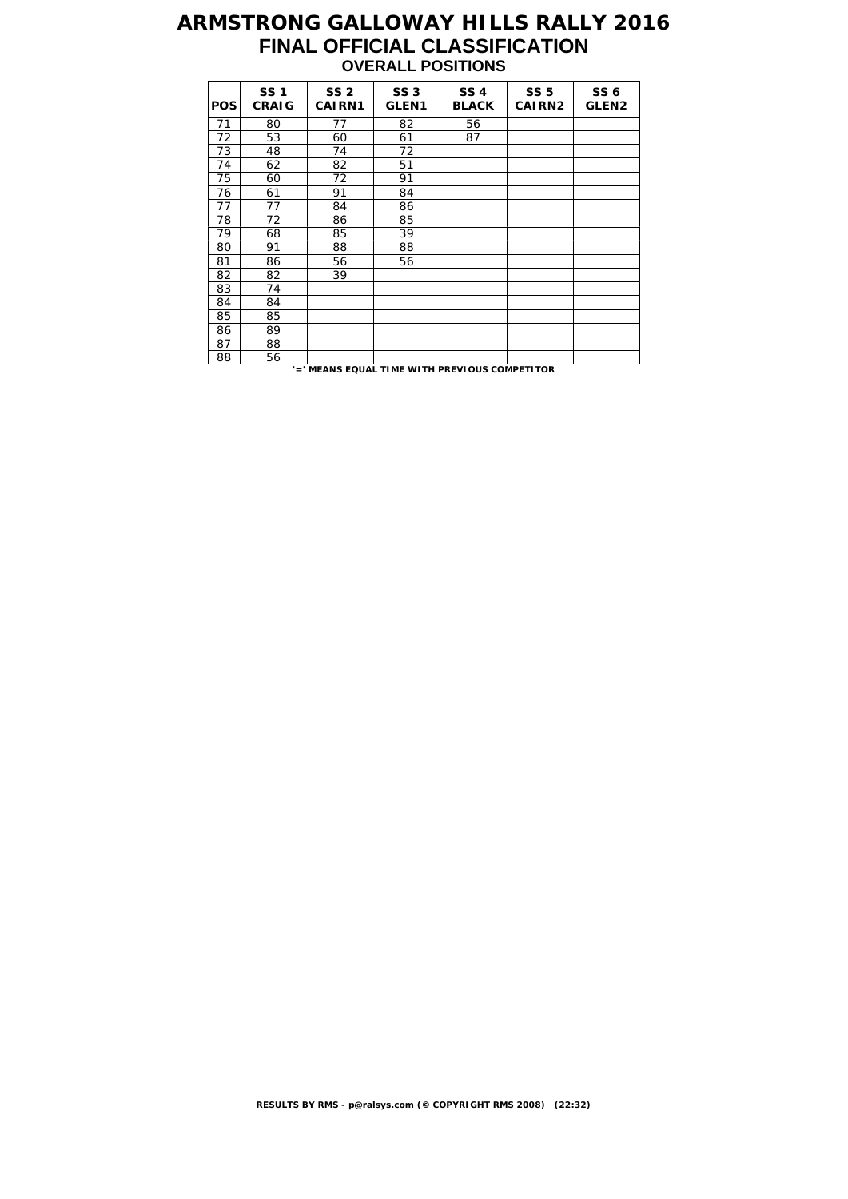# ARMSTRONG GALLOWAY HILLS RALLY 2016
## FINAL OFFICIAL CLASSIFICATION
### OVERALL POSITIONS

| POS | SS 1 CRAIG | SS 2 CAIRN1 | SS 3 GLEN1 | SS 4 BLACK | SS 5 CAIRN2 | SS 6 GLEN2 |
|---|---|---|---|---|---|---|
| 71 | 80 | 77 | 82 | 56 | | |
| 72 | 53 | 60 | 61 | 87 | | |
| 73 | 48 | 74 | 72 | | | |
| 74 | 62 | 82 | 51 | | | |
| 75 | 60 | 72 | 91 | | | |
| 76 | 61 | 91 | 84 | | | |
| 77 | 77 | 84 | 86 | | | |
| 78 | 72 | 86 | 85 | | | |
| 79 | 68 | 85 | 39 | | | |
| 80 | 91 | 88 | 88 | | | |
| 81 | 86 | 56 | 56 | | | |
| 82 | 82 | 39 | | | | |
| 83 | 74 | | | | | |
| 84 | 84 | | | | | |
| 85 | 85 | | | | | |
| 86 | 89 | | | | | |
| 87 | 88 | | | | | |
| 88 | 56 | | | | | |

'=' MEANS EQUAL TIME WITH PREVIOUS COMPETITOR

RESULTS BY RMS - p@ralsys.com (© COPYRIGHT RMS 2008) (22:32)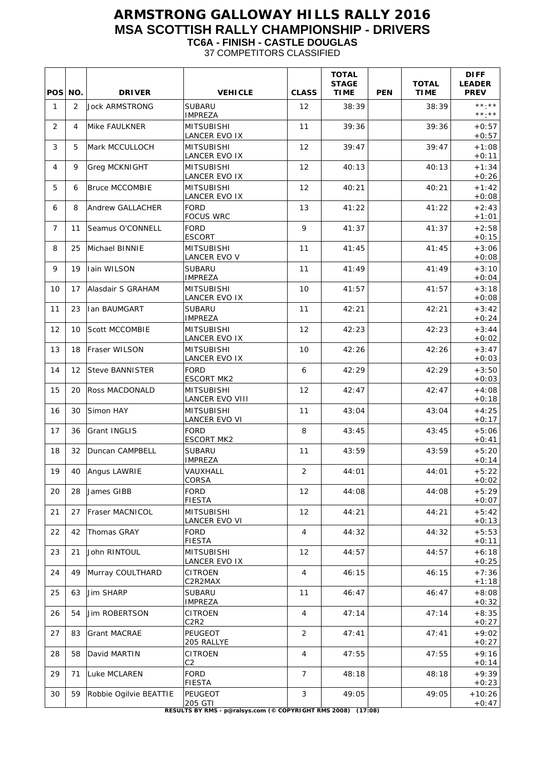# ARMSTRONG GALLOWAY HILLS RALLY 2016

## MSA SCOTTISH RALLY CHAMPIONSHIP - DRIVERS

### TC6A - FINISH - CASTLE DOUGLAS

37 COMPETITORS CLASSIFIED

| POS | NO. | DRIVER | VEHICLE | CLASS | TOTAL STAGE TIME | PEN | TOTAL TIME | DIFF LEADER PREV |
|---|---|---|---|---|---|---|---|---|
| 1 | 2 | Jock ARMSTRONG | SUBARU IMPREZA | 12 | 38:39 | | 38:39 | **:** **:** |
| 2 | 4 | Mike FAULKNER | MITSUBISHI LANCER EVO IX | 11 | 39:36 | | 39:36 | +0:57 +0:57 |
| 3 | 5 | Mark MCCULLOCH | MITSUBISHI LANCER EVO IX | 12 | 39:47 | | 39:47 | +1:08 +0:11 |
| 4 | 9 | Greg MCKNIGHT | MITSUBISHI LANCER EVO IX | 12 | 40:13 | | 40:13 | +1:34 +0:26 |
| 5 | 6 | Bruce MCCOMBIE | MITSUBISHI LANCER EVO IX | 12 | 40:21 | | 40:21 | +1:42 +0:08 |
| 6 | 8 | Andrew GALLACHER | FORD FOCUS WRC | 13 | 41:22 | | 41:22 | +2:43 +1:01 |
| 7 | 11 | Seamus O'CONNELL | FORD ESCORT | 9 | 41:37 | | 41:37 | +2:58 +0:15 |
| 8 | 25 | Michael BINNIE | MITSUBISHI LANCER EVO V | 11 | 41:45 | | 41:45 | +3:06 +0:08 |
| 9 | 19 | Iain WILSON | SUBARU IMPREZA | 11 | 41:49 | | 41:49 | +3:10 +0:04 |
| 10 | 17 | Alasdair S GRAHAM | MITSUBISHI LANCER EVO IX | 10 | 41:57 | | 41:57 | +3:18 +0:08 |
| 11 | 23 | Ian BAUMGART | SUBARU IMPREZA | 11 | 42:21 | | 42:21 | +3:42 +0:24 |
| 12 | 10 | Scott MCCOMBIE | MITSUBISHI LANCER EVO IX | 12 | 42:23 | | 42:23 | +3:44 +0:02 |
| 13 | 18 | Fraser WILSON | MITSUBISHI LANCER EVO IX | 10 | 42:26 | | 42:26 | +3:47 +0:03 |
| 14 | 12 | Steve BANNISTER | FORD ESCORT MK2 | 6 | 42:29 | | 42:29 | +3:50 +0:03 |
| 15 | 20 | Ross MACDONALD | MITSUBISHI LANCER EVO VIII | 12 | 42:47 | | 42:47 | +4:08 +0:18 |
| 16 | 30 | Simon HAY | MITSUBISHI LANCER EVO VI | 11 | 43:04 | | 43:04 | +4:25 +0:17 |
| 17 | 36 | Grant INGLIS | FORD ESCORT MK2 | 8 | 43:45 | | 43:45 | +5:06 +0:41 |
| 18 | 32 | Duncan CAMPBELL | SUBARU IMPREZA | 11 | 43:59 | | 43:59 | +5:20 +0:14 |
| 19 | 40 | Angus LAWRIE | VAUXHALL CORSA | 2 | 44:01 | | 44:01 | +5:22 +0:02 |
| 20 | 28 | James GIBB | FORD FIESTA | 12 | 44:08 | | 44:08 | +5:29 +0:07 |
| 21 | 27 | Fraser MACNICOL | MITSUBISHI LANCER EVO VI | 12 | 44:21 | | 44:21 | +5:42 +0:13 |
| 22 | 42 | Thomas GRAY | FORD FIESTA | 4 | 44:32 | | 44:32 | +5:53 +0:11 |
| 23 | 21 | John RINTOUL | MITSUBISHI LANCER EVO IX | 12 | 44:57 | | 44:57 | +6:18 +0:25 |
| 24 | 49 | Murray COULTHARD | CITROEN C2R2MAX | 4 | 46:15 | | 46:15 | +7:36 +1:18 |
| 25 | 63 | Jim SHARP | SUBARU IMPREZA | 11 | 46:47 | | 46:47 | +8:08 +0:32 |
| 26 | 54 | Jim ROBERTSON | CITROEN C2R2 | 4 | 47:14 | | 47:14 | +8:35 +0:27 |
| 27 | 83 | Grant MACRAE | PEUGEOT 205 RALLYE | 2 | 47:41 | | 47:41 | +9:02 +0:27 |
| 28 | 58 | David MARTIN | CITROEN C2 | 4 | 47:55 | | 47:55 | +9:16 +0:14 |
| 29 | 71 | Luke MCLAREN | FORD FIESTA | 7 | 48:18 | | 48:18 | +9:39 +0:23 |
| 30 | 59 | Robbie Ogilvie BEATTIE | PEUGEOT 205 GTI | 3 | 49:05 | | 49:05 | +10:26 +0:47 |

RESULTS BY RMS - p@ralsys.com (© COPYRIGHT RMS 2008) (17:08)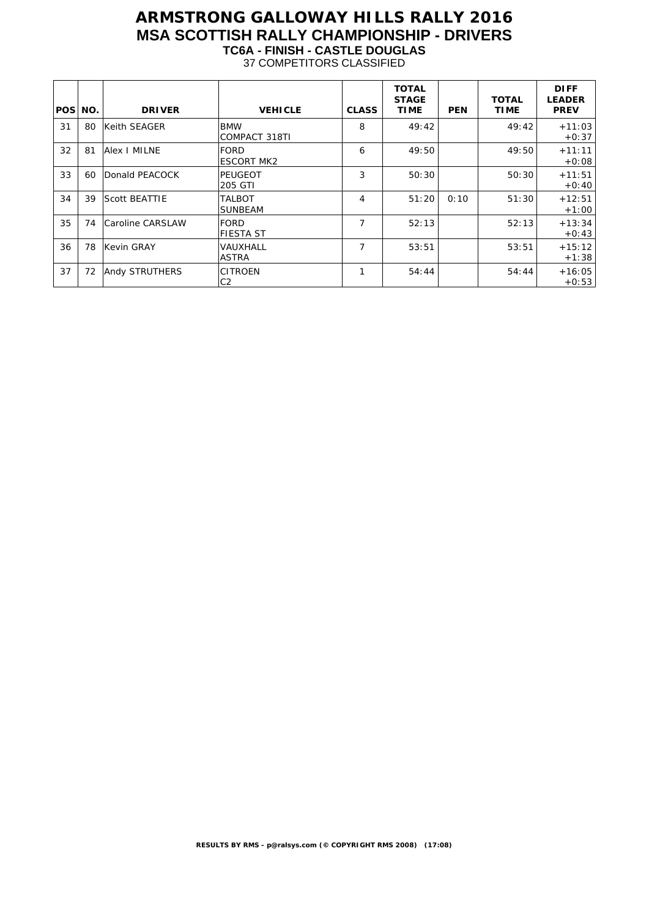# ARMSTRONG GALLOWAY HILLS RALLY 2016

## MSA SCOTTISH RALLY CHAMPIONSHIP - DRIVERS

### TC6A - FINISH - CASTLE DOUGLAS

37 COMPETITORS CLASSIFIED

| POS | NO. | DRIVER | VEHICLE | CLASS | TOTAL STAGE TIME | PEN | TOTAL TIME | DIFF LEADER PREV |
|---|---|---|---|---|---|---|---|---|
| 31 | 80 | Keith SEAGER | BMW COMPACT 318TI | 8 | 49:42 | | 49:42 | +11:03 +0:37 |
| 32 | 81 | Alex I MILNE | FORD ESCORT MK2 | 6 | 49:50 | | 49:50 | +11:11 +0:08 |
| 33 | 60 | Donald PEACOCK | PEUGEOT 205 GTI | 3 | 50:30 | | 50:30 | +11:51 +0:40 |
| 34 | 39 | Scott BEATTIE | TALBOT SUNBEAM | 4 | 51:20 | 0:10 | 51:30 | +12:51 +1:00 |
| 35 | 74 | Caroline CARSLAW | FORD FIESTA ST | 7 | 52:13 | | 52:13 | +13:34 +0:43 |
| 36 | 78 | Kevin GRAY | VAUXHALL ASTRA | 7 | 53:51 | | 53:51 | +15:12 +1:38 |
| 37 | 72 | Andy STRUTHERS | CITROEN C2 | 1 | 54:44 | | 54:44 | +16:05 +0:53 |

**RESULTS BY RMS - p@ralsys.com (© COPYRIGHT RMS 2008) (17:08)**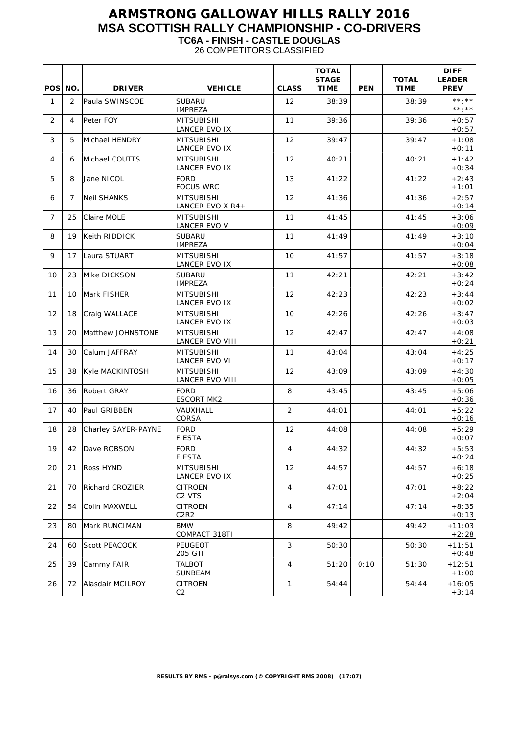# ARMSTRONG GALLOWAY HILLS RALLY 2016

## MSA SCOTTISH RALLY CHAMPIONSHIP - CO-DRIVERS

### TC6A - FINISH - CASTLE DOUGLAS

26 COMPETITORS CLASSIFIED

| POS | NO. | DRIVER | VEHICLE | CLASS | TOTAL STAGE TIME | PEN | TOTAL TIME | DIFF LEADER PREV |
|---|---|---|---|---|---|---|---|---|
| 1 | 2 | Paula SWINSCOE | SUBARU IMPREZA | 12 | 38:39 | | 38:39 | **:** **:** |
| 2 | 4 | Peter FOY | MITSUBISHI LANCER EVO IX | 11 | 39:36 | | 39:36 | +0:57 +0:57 |
| 3 | 5 | Michael HENDRY | MITSUBISHI LANCER EVO IX | 12 | 39:47 | | 39:47 | +1:08 +0:11 |
| 4 | 6 | Michael COUTTS | MITSUBISHI LANCER EVO IX | 12 | 40:21 | | 40:21 | +1:42 +0:34 |
| 5 | 8 | Jane NICOL | FORD FOCUS WRC | 13 | 41:22 | | 41:22 | +2:43 +1:01 |
| 6 | 7 | Neil SHANKS | MITSUBISHI LANCER EVO X R4+ | 12 | 41:36 | | 41:36 | +2:57 +0:14 |
| 7 | 25 | Claire MOLE | MITSUBISHI LANCER EVO V | 11 | 41:45 | | 41:45 | +3:06 +0:09 |
| 8 | 19 | Keith RIDDICK | SUBARU IMPREZA | 11 | 41:49 | | 41:49 | +3:10 +0:04 |
| 9 | 17 | Laura STUART | MITSUBISHI LANCER EVO IX | 10 | 41:57 | | 41:57 | +3:18 +0:08 |
| 10 | 23 | Mike DICKSON | SUBARU IMPREZA | 11 | 42:21 | | 42:21 | +3:42 +0:24 |
| 11 | 10 | Mark FISHER | MITSUBISHI LANCER EVO IX | 12 | 42:23 | | 42:23 | +3:44 +0:02 |
| 12 | 18 | Craig WALLACE | MITSUBISHI LANCER EVO IX | 10 | 42:26 | | 42:26 | +3:47 +0:03 |
| 13 | 20 | Matthew JOHNSTONE | MITSUBISHI LANCER EVO VIII | 12 | 42:47 | | 42:47 | +4:08 +0:21 |
| 14 | 30 | Calum JAFFRAY | MITSUBISHI LANCER EVO VI | 11 | 43:04 | | 43:04 | +4:25 +0:17 |
| 15 | 38 | Kyle MACKINTOSH | MITSUBISHI LANCER EVO VIII | 12 | 43:09 | | 43:09 | +4:30 +0:05 |
| 16 | 36 | Robert GRAY | FORD ESCORT MK2 | 8 | 43:45 | | 43:45 | +5:06 +0:36 |
| 17 | 40 | Paul GRIBBEN | VAUXHALL CORSA | 2 | 44:01 | | 44:01 | +5:22 +0:16 |
| 18 | 28 | Charley SAYER-PAYNE | FORD FIESTA | 12 | 44:08 | | 44:08 | +5:29 +0:07 |
| 19 | 42 | Dave ROBSON | FORD FIESTA | 4 | 44:32 | | 44:32 | +5:53 +0:24 |
| 20 | 21 | Ross HYND | MITSUBISHI LANCER EVO IX | 12 | 44:57 | | 44:57 | +6:18 +0:25 |
| 21 | 70 | Richard CROZIER | CITROEN C2 VTS | 4 | 47:01 | | 47:01 | +8:22 +2:04 |
| 22 | 54 | Colin MAXWELL | CITROEN C2R2 | 4 | 47:14 | | 47:14 | +8:35 +0:13 |
| 23 | 80 | Mark RUNCIMAN | BMW COMPACT 318TI | 8 | 49:42 | | 49:42 | +11:03 +2:28 |
| 24 | 60 | Scott PEACOCK | PEUGEOT 205 GTI | 3 | 50:30 | | 50:30 | +11:51 +0:48 |
| 25 | 39 | Cammy FAIR | TALBOT SUNBEAM | 4 | 51:20 | 0:10 | 51:30 | +12:51 +1:00 |
| 26 | 72 | Alasdair MCILROY | CITROEN C2 | 1 | 54:44 | | 54:44 | +16:05 +3:14 |

**RESULTS BY RMS - p@ralsys.com (© COPYRIGHT RMS 2008) (17:07)**